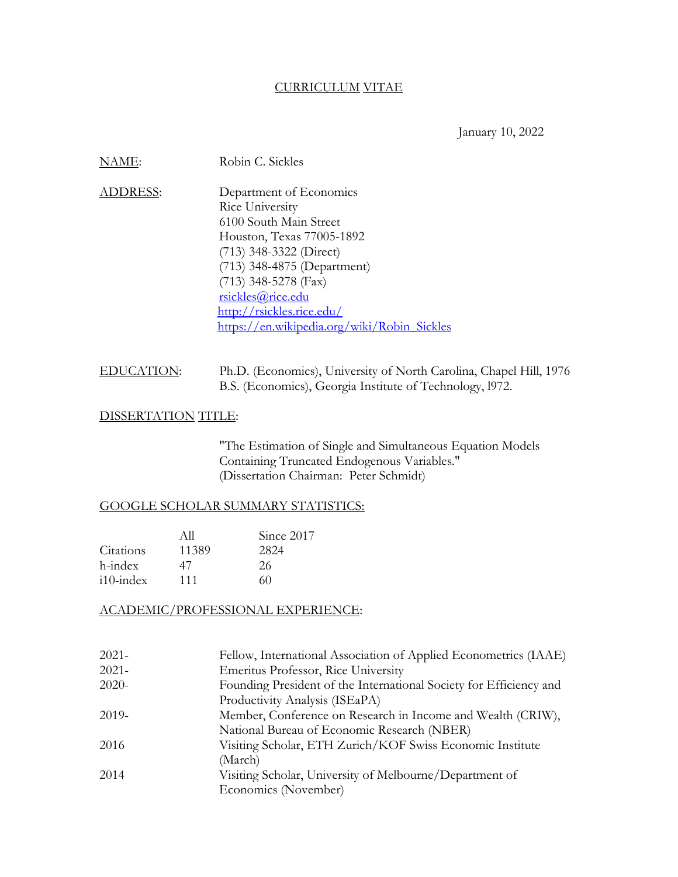# CURRICULUM VITAE

January 10, 2022

**NAME:** Robin C. Sickles

**ADDRESS:**
Department of Economics
Rice University
6100 South Main Street
Houston, Texas 77005-1892
(713) 348-3322 (Direct)
(713) 348-4875 (Department)
(713) 348-5278 (Fax)
rsickles@rice.edu
http://rsickles.rice.edu/
https://en.wikipedia.org/wiki/Robin_Sickles

**EDUCATION:**
Ph.D. (Economics), University of North Carolina, Chapel Hill, 1976
B.S. (Economics), Georgia Institute of Technology, l972.

**DISSERTATION TITLE:**

"The Estimation of Single and Simultaneous Equation Models Containing Truncated Endogenous Variables."
(Dissertation Chairman: Peter Schmidt)

**GOOGLE SCHOLAR SUMMARY STATISTICS:**

| | All | Since 2017 |
|---|---|---|
| Citations | 11389 | 2824 |
| h-index | 47 | 26 |
| i10-index | 111 | 60 |

**ACADEMIC/PROFESSIONAL EXPERIENCE:**

| | |
|---|---|
| 2021- | Fellow, International Association of Applied Econometrics (IAAE) |
| 2021- | Emeritus Professor, Rice University |
| 2020- | Founding President of the International Society for Efficiency and Productivity Analysis (ISEaPA) |
| 2019- | Member, Conference on Research in Income and Wealth (CRIW), National Bureau of Economic Research (NBER) |
| 2016 | Visiting Scholar, ETH Zurich/KOF Swiss Economic Institute (March) |
| 2014 | Visiting Scholar, University of Melbourne/Department of Economics (November) |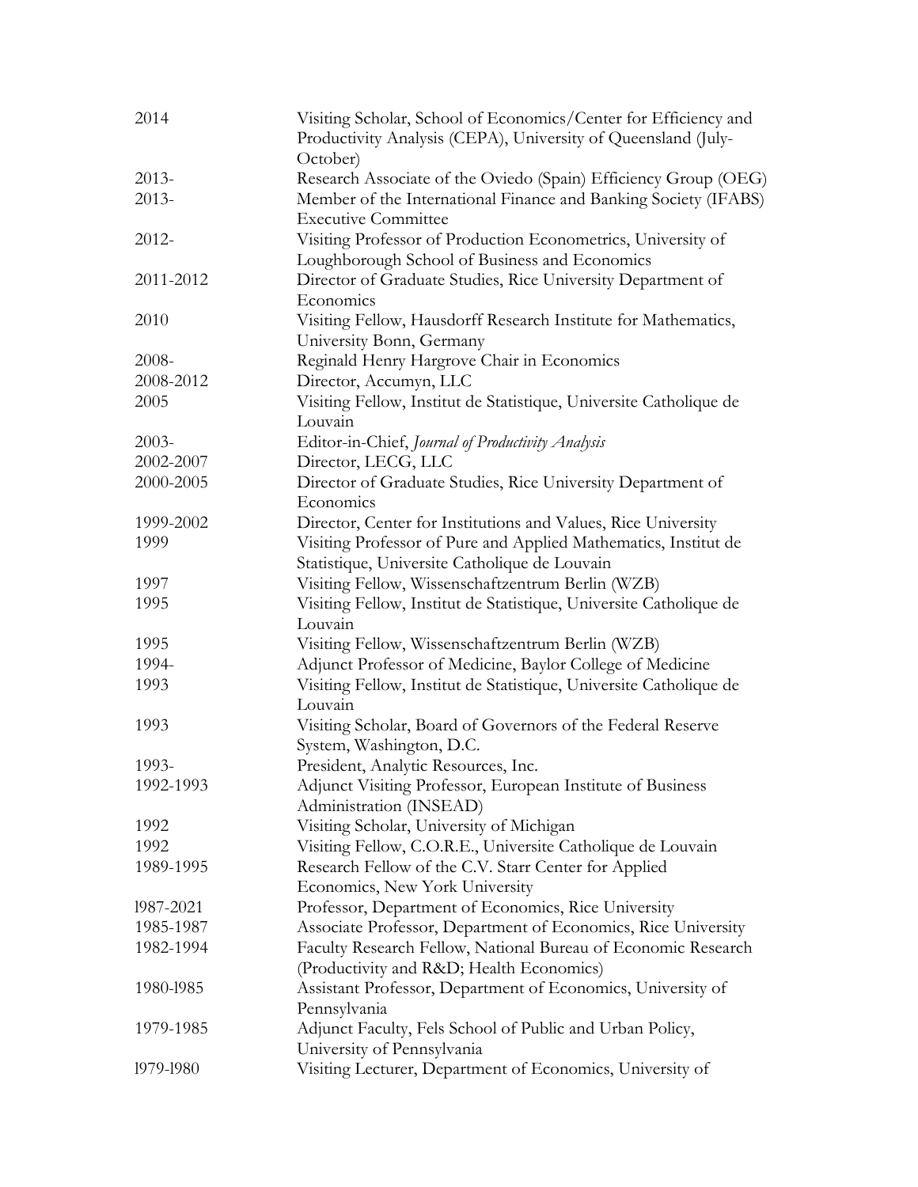| | |
|---|---|
| 2014 | Visiting Scholar, School of Economics/Center for Efficiency and Productivity Analysis (CEPA), University of Queensland (July-October) |
| 2013- | Research Associate of the Oviedo (Spain) Efficiency Group (OEG) |
| 2013- | Member of the International Finance and Banking Society (IFABS) Executive Committee |
| 2012- | Visiting Professor of Production Econometrics, University of Loughborough School of Business and Economics |
| 2011-2012 | Director of Graduate Studies, Rice University Department of Economics |
| 2010 | Visiting Fellow, Hausdorff Research Institute for Mathematics, University Bonn, Germany |
| 2008- | Reginald Henry Hargrove Chair in Economics |
| 2008-2012 | Director, Accumyn, LLC |
| 2005 | Visiting Fellow, Institut de Statistique, Universite Catholique de Louvain |
| 2003- | Editor-in-Chief, *Journal of Productivity Analysis* |
| 2002-2007 | Director, LECG, LLC |
| 2000-2005 | Director of Graduate Studies, Rice University Department of Economics |
| 1999-2002 | Director, Center for Institutions and Values, Rice University |
| 1999 | Visiting Professor of Pure and Applied Mathematics, Institut de Statistique, Universite Catholique de Louvain |
| 1997 | Visiting Fellow, Wissenschaftzentrum Berlin (WZB) |
| 1995 | Visiting Fellow, Institut de Statistique, Universite Catholique de Louvain |
| 1995 | Visiting Fellow, Wissenschaftzentrum Berlin (WZB) |
| 1994- | Adjunct Professor of Medicine, Baylor College of Medicine |
| 1993 | Visiting Fellow, Institut de Statistique, Universite Catholique de Louvain |
| 1993 | Visiting Scholar, Board of Governors of the Federal Reserve System, Washington, D.C. |
| 1993- | President, Analytic Resources, Inc. |
| 1992-1993 | Adjunct Visiting Professor, European Institute of Business Administration (INSEAD) |
| 1992 | Visiting Scholar, University of Michigan |
| 1992 | Visiting Fellow, C.O.R.E., Universite Catholique de Louvain |
| 1989-1995 | Research Fellow of the C.V. Starr Center for Applied Economics, New York University |
| 1987-2021 | Professor, Department of Economics, Rice University |
| 1985-1987 | Associate Professor, Department of Economics, Rice University |
| 1982-1994 | Faculty Research Fellow, National Bureau of Economic Research (Productivity and R&D; Health Economics) |
| 1980-1985 | Assistant Professor, Department of Economics, University of Pennsylvania |
| 1979-1985 | Adjunct Faculty, Fels School of Public and Urban Policy, University of Pennsylvania |
| 1979-1980 | Visiting Lecturer, Department of Economics, University of |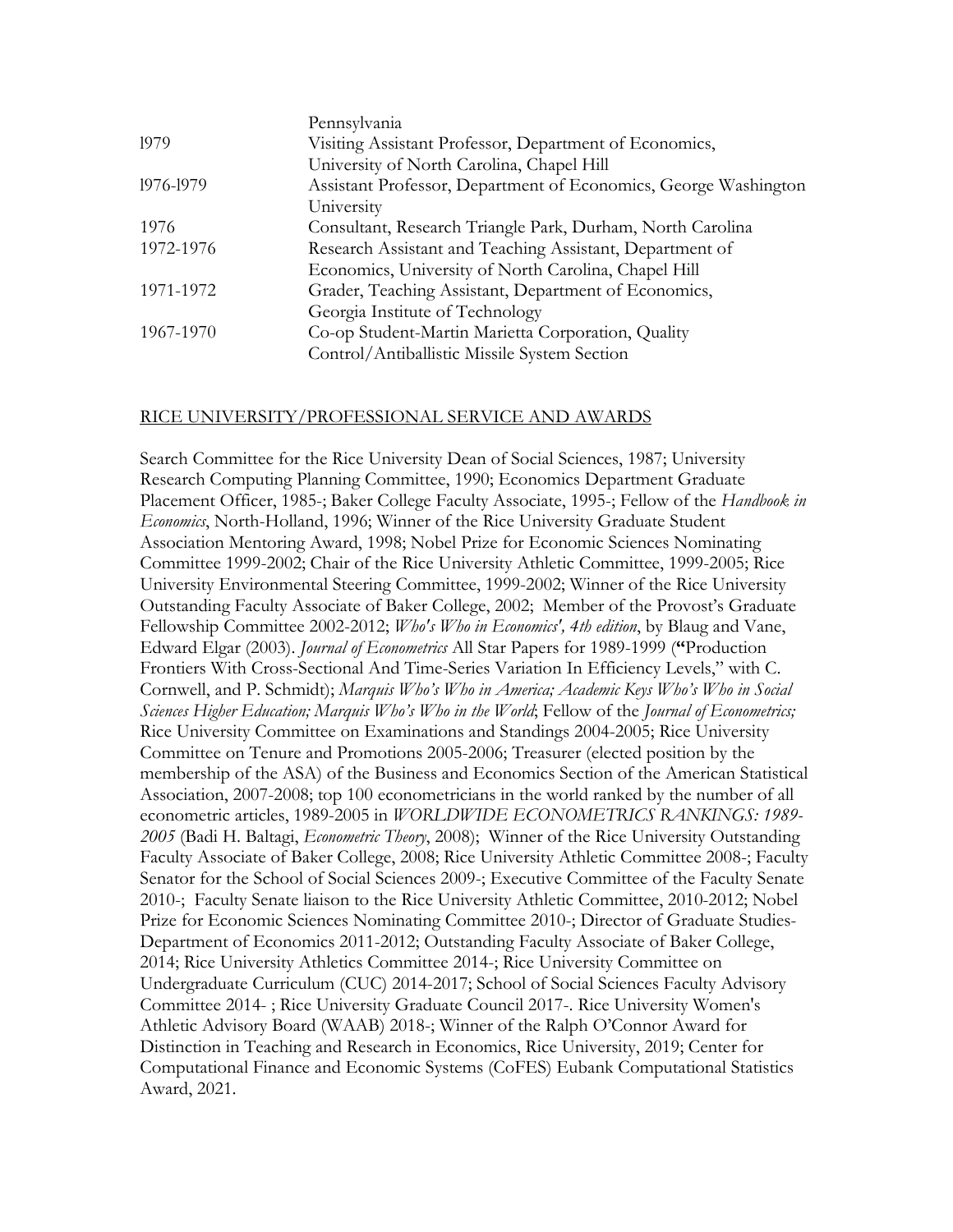| | |
|---|---|
| | Pennsylvania |
| l979 | Visiting Assistant Professor, Department of Economics, University of North Carolina, Chapel Hill |
| l976-l979 | Assistant Professor, Department of Economics, George Washington University |
| 1976 | Consultant, Research Triangle Park, Durham, North Carolina |
| 1972-1976 | Research Assistant and Teaching Assistant, Department of Economics, University of North Carolina, Chapel Hill |
| 1971-1972 | Grader, Teaching Assistant, Department of Economics, Georgia Institute of Technology |
| 1967-1970 | Co-op Student-Martin Marietta Corporation, Quality Control/Antiballistic Missile System Section |

## RICE UNIVERSITY/PROFESSIONAL SERVICE AND AWARDS

Search Committee for the Rice University Dean of Social Sciences, 1987; University Research Computing Planning Committee, 1990; Economics Department Graduate Placement Officer, 1985-; Baker College Faculty Associate, 1995-; Fellow of the *Handbook in Economics*, North-Holland, 1996; Winner of the Rice University Graduate Student Association Mentoring Award, 1998; Nobel Prize for Economic Sciences Nominating Committee 1999-2002; Chair of the Rice University Athletic Committee, 1999-2005; Rice University Environmental Steering Committee, 1999-2002; Winner of the Rice University Outstanding Faculty Associate of Baker College, 2002; Member of the Provost's Graduate Fellowship Committee 2002-2012; *Who's Who in Economics', 4th edition*, by Blaug and Vane, Edward Elgar (2003). *Journal of Econometrics* All Star Papers for 1989-1999 (**"**Production Frontiers With Cross-Sectional And Time-Series Variation In Efficiency Levels," with C. Cornwell, and P. Schmidt); *Marquis Who's Who in America; Academic Keys Who's Who in Social Sciences Higher Education; Marquis Who's Who in the World*; Fellow of the *Journal of Econometrics;* Rice University Committee on Examinations and Standings 2004-2005; Rice University Committee on Tenure and Promotions 2005-2006; Treasurer (elected position by the membership of the ASA) of the Business and Economics Section of the American Statistical Association, 2007-2008; top 100 econometricians in the world ranked by the number of all econometric articles, 1989-2005 in *WORLDWIDE ECONOMETRICS RANKINGS: 1989-2005* (Badi H. Baltagi, *Econometric Theory*, 2008); Winner of the Rice University Outstanding Faculty Associate of Baker College, 2008; Rice University Athletic Committee 2008-; Faculty Senator for the School of Social Sciences 2009-; Executive Committee of the Faculty Senate 2010-; Faculty Senate liaison to the Rice University Athletic Committee, 2010-2012; Nobel Prize for Economic Sciences Nominating Committee 2010-; Director of Graduate Studies-Department of Economics 2011-2012; Outstanding Faculty Associate of Baker College, 2014; Rice University Athletics Committee 2014-; Rice University Committee on Undergraduate Curriculum (CUC) 2014-2017; School of Social Sciences Faculty Advisory Committee 2014- ; Rice University Graduate Council 2017-. Rice University Women's Athletic Advisory Board (WAAB) 2018-; Winner of the Ralph O'Connor Award for Distinction in Teaching and Research in Economics, Rice University, 2019; Center for Computational Finance and Economic Systems (CoFES) Eubank Computational Statistics Award, 2021.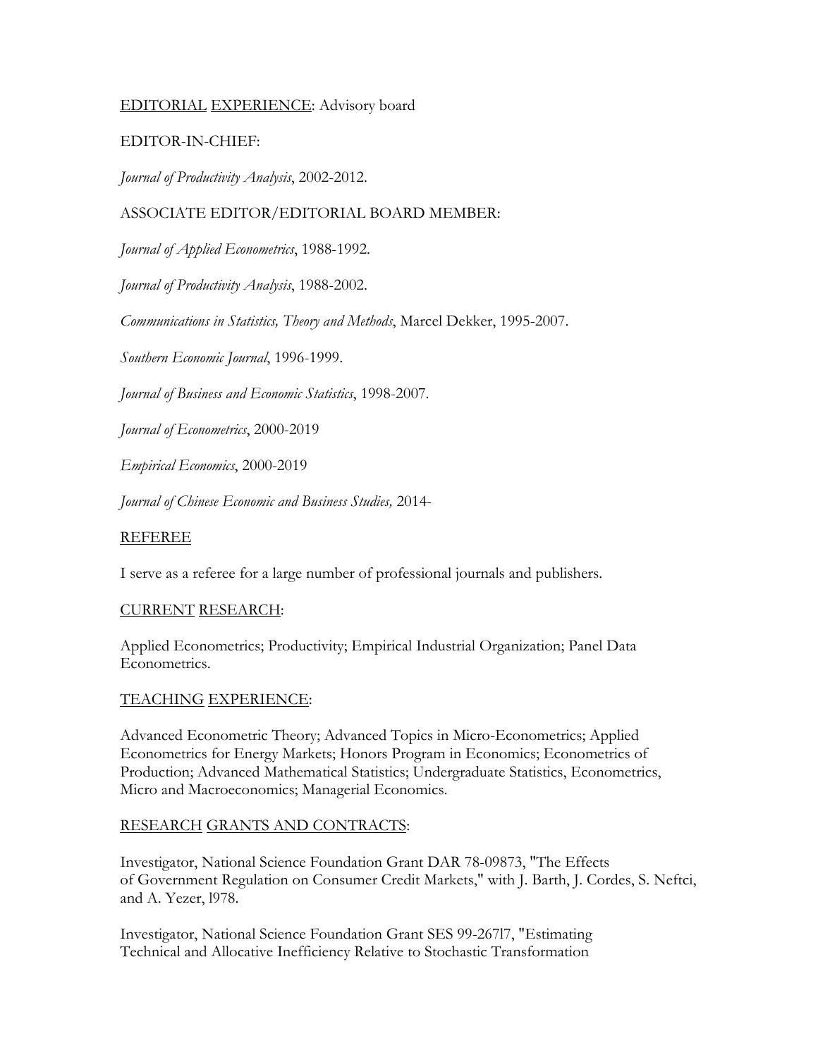EDITORIAL EXPERIENCE: Advisory board

EDITOR-IN-CHIEF:

*Journal of Productivity Analysis*, 2002-2012.

ASSOCIATE EDITOR/EDITORIAL BOARD MEMBER:

*Journal of Applied Econometrics*, 1988-1992.

*Journal of Productivity Analysis*, 1988-2002.

*Communications in Statistics, Theory and Methods*, Marcel Dekker, 1995-2007.

*Southern Economic Journal*, 1996-1999.

*Journal of Business and Economic Statistics*, 1998-2007.

*Journal of Econometrics*, 2000-2019

*Empirical Economics*, 2000-2019

*Journal of Chinese Economic and Business Studies,* 2014-

REFEREE

I serve as a referee for a large number of professional journals and publishers.

CURRENT RESEARCH:

Applied Econometrics; Productivity; Empirical Industrial Organization; Panel Data Econometrics.

TEACHING EXPERIENCE:

Advanced Econometric Theory; Advanced Topics in Micro-Econometrics; Applied Econometrics for Energy Markets; Honors Program in Economics; Econometrics of Production; Advanced Mathematical Statistics; Undergraduate Statistics, Econometrics, Micro and Macroeconomics; Managerial Economics.

RESEARCH GRANTS AND CONTRACTS:

Investigator, National Science Foundation Grant DAR 78-09873, "The Effects of Government Regulation on Consumer Credit Markets," with J. Barth, J. Cordes, S. Neftci, and A. Yezer, l978.

Investigator, National Science Foundation Grant SES 99-267l7, "Estimating Technical and Allocative Inefficiency Relative to Stochastic Transformation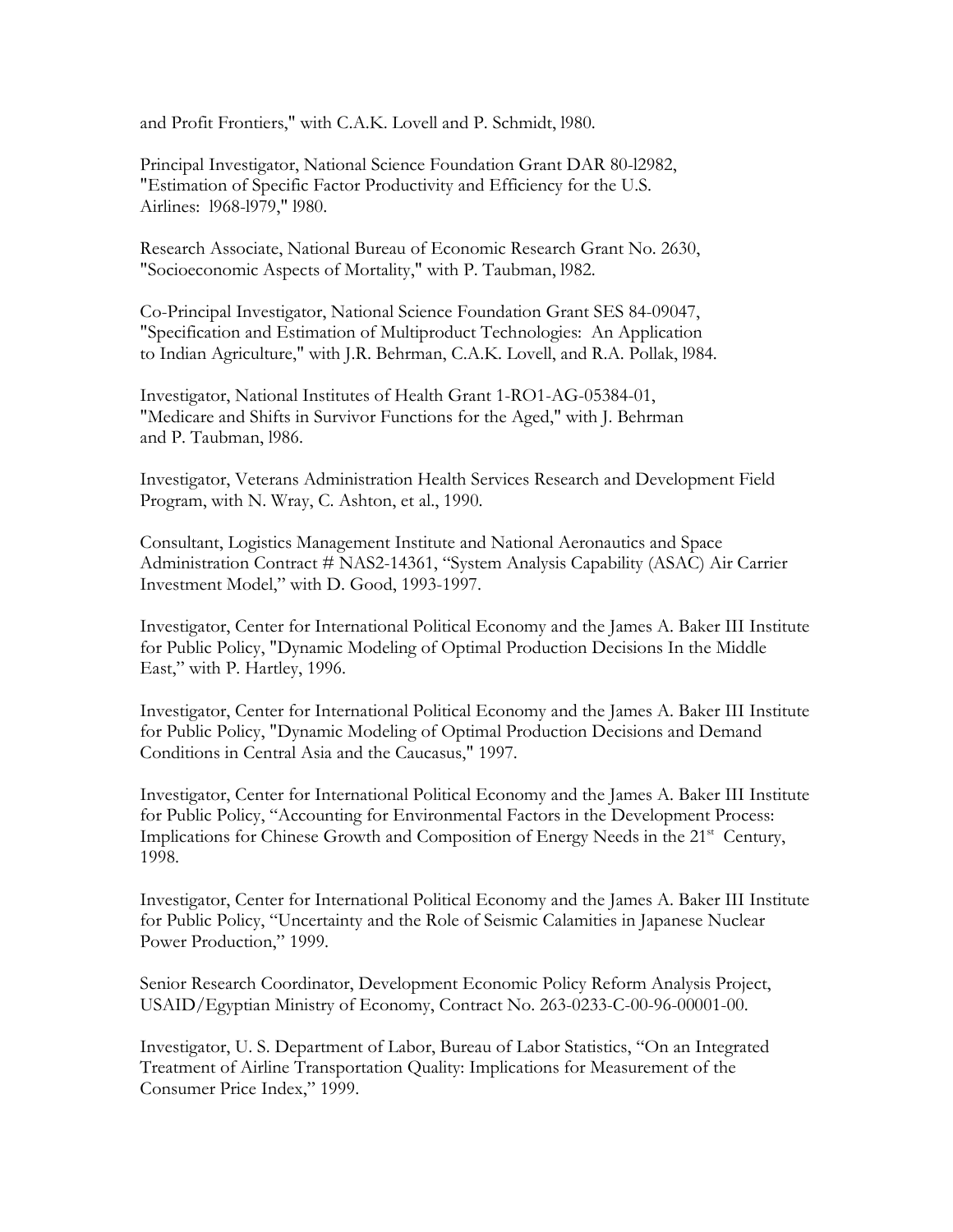and Profit Frontiers," with C.A.K. Lovell and P. Schmidt, l980.

Principal Investigator, National Science Foundation Grant DAR 80-l2982, "Estimation of Specific Factor Productivity and Efficiency for the U.S. Airlines: l968-l979," l980.

Research Associate, National Bureau of Economic Research Grant No. 2630, "Socioeconomic Aspects of Mortality," with P. Taubman, l982.

Co-Principal Investigator, National Science Foundation Grant SES 84-09047, "Specification and Estimation of Multiproduct Technologies: An Application to Indian Agriculture," with J.R. Behrman, C.A.K. Lovell, and R.A. Pollak, l984.

Investigator, National Institutes of Health Grant 1-RO1-AG-05384-01, "Medicare and Shifts in Survivor Functions for the Aged," with J. Behrman and P. Taubman, l986.

Investigator, Veterans Administration Health Services Research and Development Field Program, with N. Wray, C. Ashton, et al., 1990.

Consultant, Logistics Management Institute and National Aeronautics and Space Administration Contract # NAS2-14361, "System Analysis Capability (ASAC) Air Carrier Investment Model," with D. Good, 1993-1997.

Investigator, Center for International Political Economy and the James A. Baker III Institute for Public Policy, "Dynamic Modeling of Optimal Production Decisions In the Middle East," with P. Hartley, 1996.

Investigator, Center for International Political Economy and the James A. Baker III Institute for Public Policy, "Dynamic Modeling of Optimal Production Decisions and Demand Conditions in Central Asia and the Caucasus," 1997.

Investigator, Center for International Political Economy and the James A. Baker III Institute for Public Policy, "Accounting for Environmental Factors in the Development Process: Implications for Chinese Growth and Composition of Energy Needs in the 21st Century, 1998.

Investigator, Center for International Political Economy and the James A. Baker III Institute for Public Policy, "Uncertainty and the Role of Seismic Calamities in Japanese Nuclear Power Production," 1999.

Senior Research Coordinator, Development Economic Policy Reform Analysis Project, USAID/Egyptian Ministry of Economy, Contract No. 263-0233-C-00-96-00001-00.

Investigator, U. S. Department of Labor, Bureau of Labor Statistics, "On an Integrated Treatment of Airline Transportation Quality: Implications for Measurement of the Consumer Price Index," 1999.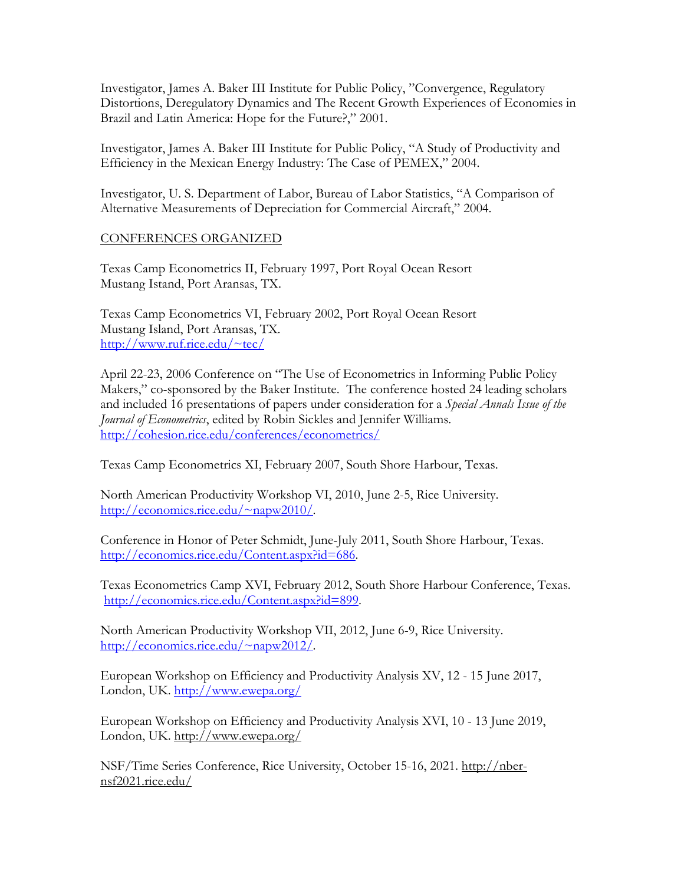Investigator, James A. Baker III Institute for Public Policy, "Convergence, Regulatory Distortions, Deregulatory Dynamics and The Recent Growth Experiences of Economies in Brazil and Latin America: Hope for the Future?," 2001.

Investigator, James A. Baker III Institute for Public Policy, "A Study of Productivity and Efficiency in the Mexican Energy Industry: The Case of PEMEX," 2004.

Investigator, U. S. Department of Labor, Bureau of Labor Statistics, "A Comparison of Alternative Measurements of Depreciation for Commercial Aircraft," 2004.

## CONFERENCES ORGANIZED

Texas Camp Econometrics II, February 1997, Port Royal Ocean Resort
Mustang Istand, Port Aransas, TX.

Texas Camp Econometrics VI, February 2002, Port Royal Ocean Resort
Mustang Island, Port Aransas, TX.
http://www.ruf.rice.edu/~tec/

April 22-23, 2006 Conference on "The Use of Econometrics in Informing Public Policy Makers," co-sponsored by the Baker Institute. The conference hosted 24 leading scholars and included 16 presentations of papers under consideration for a *Special Annals Issue of the Journal of Econometrics*, edited by Robin Sickles and Jennifer Williams.
http://cohesion.rice.edu/conferences/econometrics/

Texas Camp Econometrics XI, February 2007, South Shore Harbour, Texas.

North American Productivity Workshop VI, 2010, June 2-5, Rice University.
http://economics.rice.edu/~napw2010/.

Conference in Honor of Peter Schmidt, June-July 2011, South Shore Harbour, Texas.
http://economics.rice.edu/Content.aspx?id=686.

Texas Econometrics Camp XVI, February 2012, South Shore Harbour Conference, Texas.
http://economics.rice.edu/Content.aspx?id=899.

North American Productivity Workshop VII, 2012, June 6-9, Rice University.
http://economics.rice.edu/~napw2012/.

European Workshop on Efficiency and Productivity Analysis XV, 12 - 15 June 2017, London, UK. http://www.ewepa.org/

European Workshop on Efficiency and Productivity Analysis XVI, 10 - 13 June 2019, London, UK. http://www.ewepa.org/

NSF/Time Series Conference, Rice University, October 15-16, 2021. http://nber-nsf2021.rice.edu/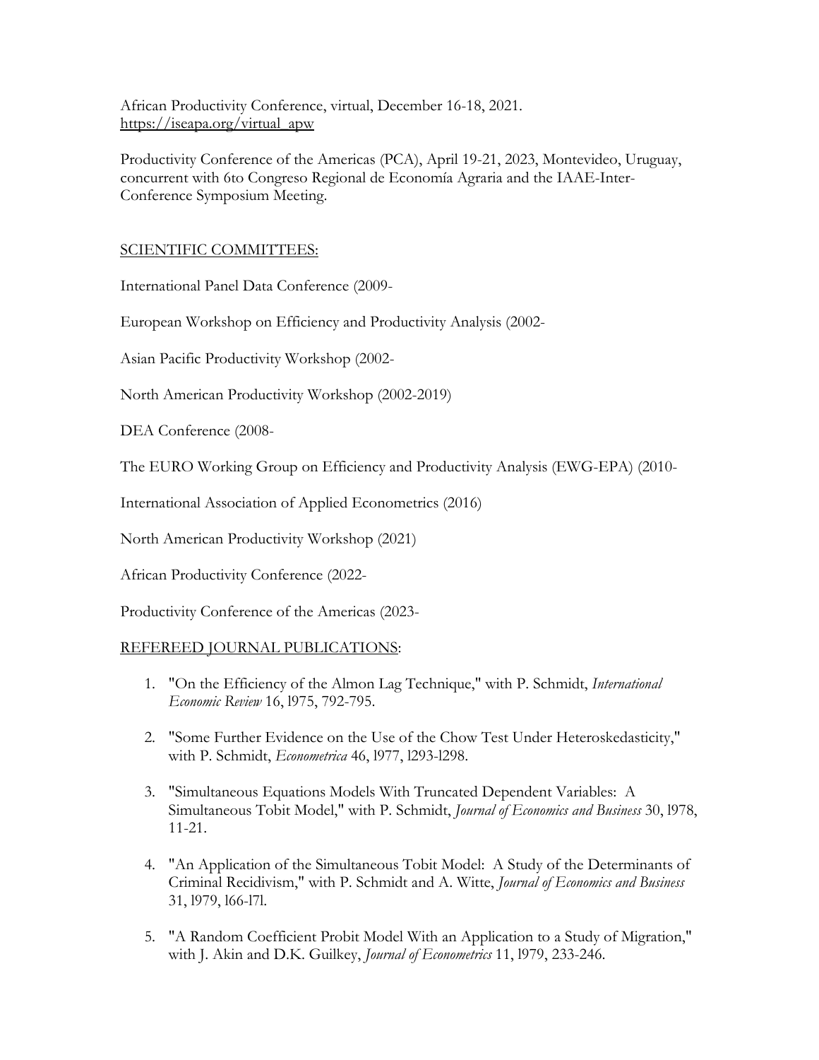African Productivity Conference, virtual, December 16-18, 2021. https://iseapa.org/virtual_apw

Productivity Conference of the Americas (PCA), April 19-21, 2023, Montevideo, Uruguay, concurrent with 6to Congreso Regional de Economía Agraria and the IAAE-Inter-Conference Symposium Meeting.

## SCIENTIFIC COMMITTEES:

International Panel Data Conference (2009-

European Workshop on Efficiency and Productivity Analysis (2002-

Asian Pacific Productivity Workshop (2002-

North American Productivity Workshop (2002-2019)

DEA Conference (2008-

The EURO Working Group on Efficiency and Productivity Analysis (EWG-EPA) (2010-

International Association of Applied Econometrics (2016)

North American Productivity Workshop (2021)

African Productivity Conference (2022-

Productivity Conference of the Americas (2023-

## REFEREED JOURNAL PUBLICATIONS:

1. "On the Efficiency of the Almon Lag Technique," with P. Schmidt, *International Economic Review* 16, 1975, 792-795.
2. "Some Further Evidence on the Use of the Chow Test Under Heteroskedasticity," with P. Schmidt, *Econometrica* 46, 1977, 1293-1298.
3. "Simultaneous Equations Models With Truncated Dependent Variables: A Simultaneous Tobit Model," with P. Schmidt, *Journal of Economics and Business* 30, 1978, 11-21.
4. "An Application of the Simultaneous Tobit Model: A Study of the Determinants of Criminal Recidivism," with P. Schmidt and A. Witte, *Journal of Economics and Business* 31, 1979, 166-171.
5. "A Random Coefficient Probit Model With an Application to a Study of Migration," with J. Akin and D.K. Guilkey, *Journal of Econometrics* 11, 1979, 233-246.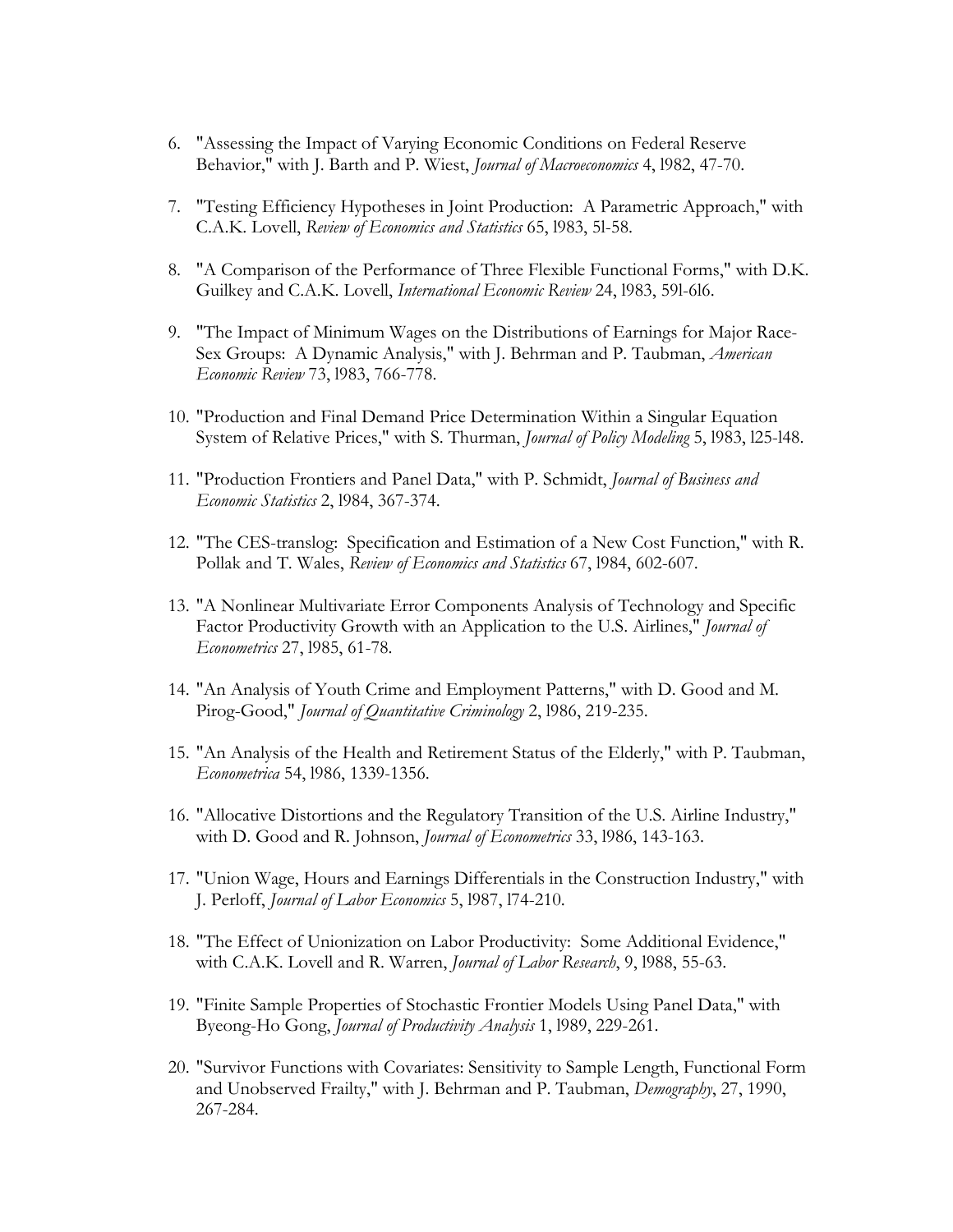6. "Assessing the Impact of Varying Economic Conditions on Federal Reserve Behavior," with J. Barth and P. Wiest, *Journal of Macroeconomics* 4, 1982, 47-70.

7. "Testing Efficiency Hypotheses in Joint Production: A Parametric Approach," with C.A.K. Lovell, *Review of Economics and Statistics* 65, 1983, 51-58.

8. "A Comparison of the Performance of Three Flexible Functional Forms," with D.K. Guilkey and C.A.K. Lovell, *International Economic Review* 24, 1983, 591-616.

9. "The Impact of Minimum Wages on the Distributions of Earnings for Major Race-Sex Groups: A Dynamic Analysis," with J. Behrman and P. Taubman, *American Economic Review* 73, 1983, 766-778.

10. "Production and Final Demand Price Determination Within a Singular Equation System of Relative Prices," with S. Thurman, *Journal of Policy Modeling* 5, 1983, 125-148.

11. "Production Frontiers and Panel Data," with P. Schmidt, *Journal of Business and Economic Statistics* 2, 1984, 367-374.

12. "The CES-translog: Specification and Estimation of a New Cost Function," with R. Pollak and T. Wales, *Review of Economics and Statistics* 67, 1984, 602-607.

13. "A Nonlinear Multivariate Error Components Analysis of Technology and Specific Factor Productivity Growth with an Application to the U.S. Airlines," *Journal of Econometrics* 27, 1985, 61-78.

14. "An Analysis of Youth Crime and Employment Patterns," with D. Good and M. Pirog-Good," *Journal of Quantitative Criminology* 2, 1986, 219-235.

15. "An Analysis of the Health and Retirement Status of the Elderly," with P. Taubman, *Econometrica* 54, 1986, 1339-1356.

16. "Allocative Distortions and the Regulatory Transition of the U.S. Airline Industry," with D. Good and R. Johnson, *Journal of Econometrics* 33, 1986, 143-163.

17. "Union Wage, Hours and Earnings Differentials in the Construction Industry," with J. Perloff, *Journal of Labor Economics* 5, 1987, 174-210.

18. "The Effect of Unionization on Labor Productivity: Some Additional Evidence," with C.A.K. Lovell and R. Warren, *Journal of Labor Research*, 9, 1988, 55-63.

19. "Finite Sample Properties of Stochastic Frontier Models Using Panel Data," with Byeong-Ho Gong, *Journal of Productivity Analysis* 1, 1989, 229-261.

20. "Survivor Functions with Covariates: Sensitivity to Sample Length, Functional Form and Unobserved Frailty," with J. Behrman and P. Taubman, *Demography*, 27, 1990, 267-284.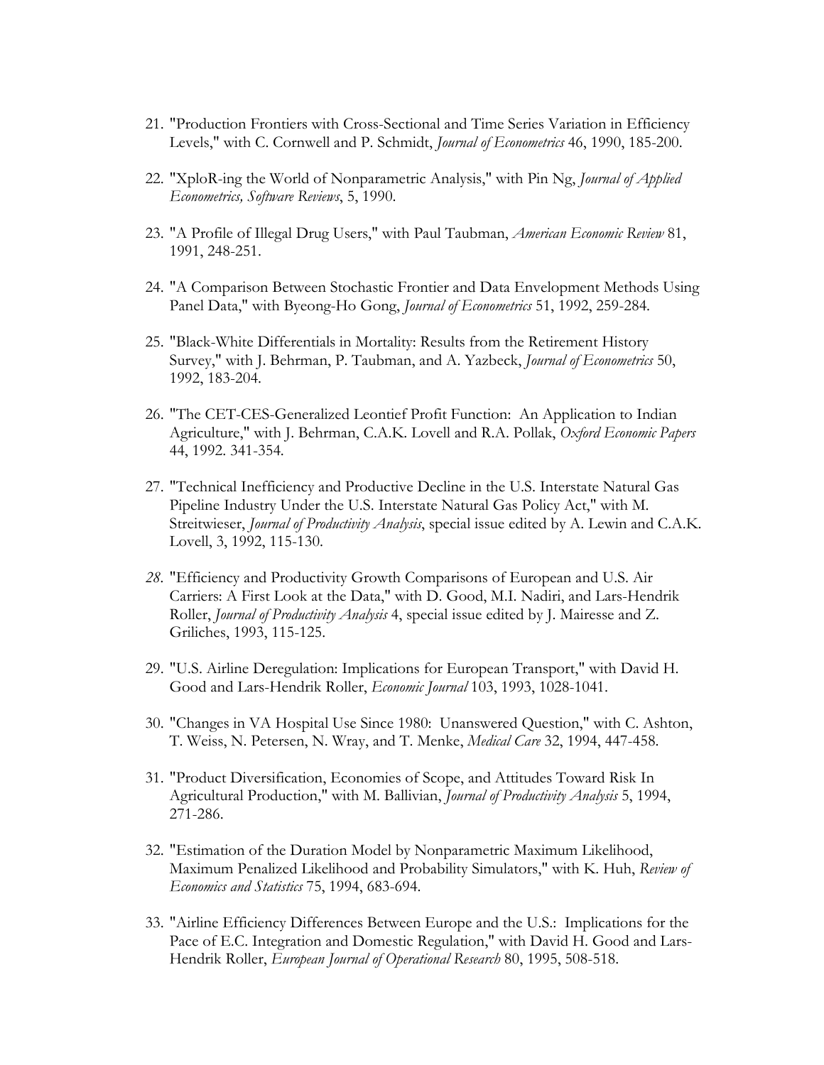21. "Production Frontiers with Cross-Sectional and Time Series Variation in Efficiency Levels," with C. Cornwell and P. Schmidt, *Journal of Econometrics* 46, 1990, 185-200.

22. "XploR-ing the World of Nonparametric Analysis," with Pin Ng, *Journal of Applied Econometrics, Software Reviews*, 5, 1990.

23. "A Profile of Illegal Drug Users," with Paul Taubman, *American Economic Review* 81, 1991, 248-251.

24. "A Comparison Between Stochastic Frontier and Data Envelopment Methods Using Panel Data," with Byeong-Ho Gong, *Journal of Econometrics* 51, 1992, 259-284.

25. "Black-White Differentials in Mortality: Results from the Retirement History Survey," with J. Behrman, P. Taubman, and A. Yazbeck, *Journal of Econometrics* 50, 1992, 183-204.

26. "The CET-CES-Generalized Leontief Profit Function: An Application to Indian Agriculture," with J. Behrman, C.A.K. Lovell and R.A. Pollak, *Oxford Economic Papers* 44, 1992. 341-354.

27. "Technical Inefficiency and Productive Decline in the U.S. Interstate Natural Gas Pipeline Industry Under the U.S. Interstate Natural Gas Policy Act," with M. Streitwieser, *Journal of Productivity Analysis*, special issue edited by A. Lewin and C.A.K. Lovell, 3, 1992, 115-130.

28. "Efficiency and Productivity Growth Comparisons of European and U.S. Air Carriers: A First Look at the Data," with D. Good, M.I. Nadiri, and Lars-Hendrik Roller, *Journal of Productivity Analysis* 4, special issue edited by J. Mairesse and Z. Griliches, 1993, 115-125.

29. "U.S. Airline Deregulation: Implications for European Transport," with David H. Good and Lars-Hendrik Roller, *Economic Journal* 103, 1993, 1028-1041.

30. "Changes in VA Hospital Use Since 1980: Unanswered Question," with C. Ashton, T. Weiss, N. Petersen, N. Wray, and T. Menke, *Medical Care* 32, 1994, 447-458.

31. "Product Diversification, Economies of Scope, and Attitudes Toward Risk In Agricultural Production," with M. Ballivian, *Journal of Productivity Analysis* 5, 1994, 271-286.

32. "Estimation of the Duration Model by Nonparametric Maximum Likelihood, Maximum Penalized Likelihood and Probability Simulators," with K. Huh, *Review of Economics and Statistics* 75, 1994, 683-694.

33. "Airline Efficiency Differences Between Europe and the U.S.: Implications for the Pace of E.C. Integration and Domestic Regulation," with David H. Good and Lars-Hendrik Roller, *European Journal of Operational Research* 80, 1995, 508-518.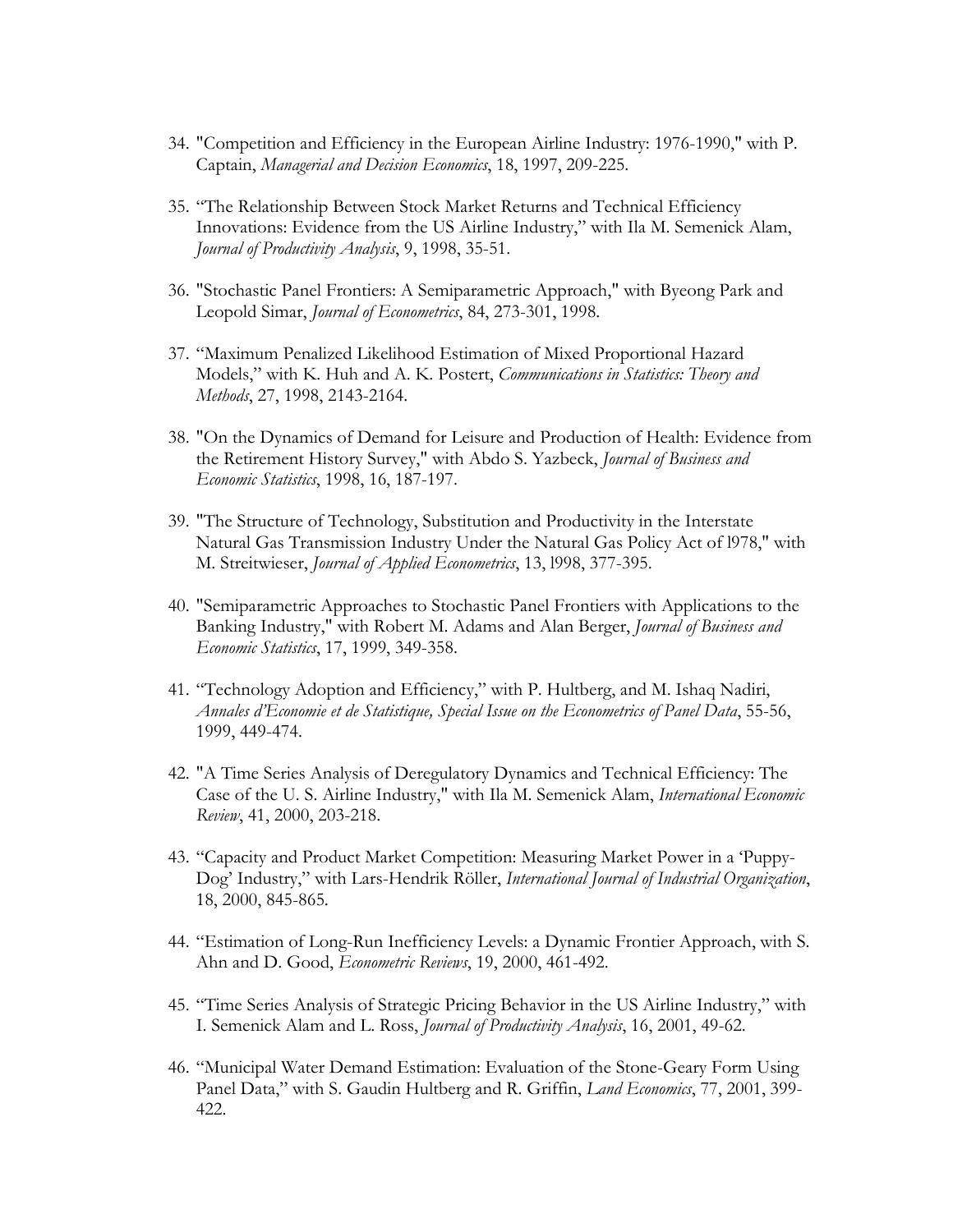34. "Competition and Efficiency in the European Airline Industry: 1976-1990," with P. Captain, *Managerial and Decision Economics*, 18, 1997, 209-225.

35. "The Relationship Between Stock Market Returns and Technical Efficiency Innovations: Evidence from the US Airline Industry," with Ila M. Semenick Alam, *Journal of Productivity Analysis*, 9, 1998, 35-51.

36. "Stochastic Panel Frontiers: A Semiparametric Approach," with Byeong Park and Leopold Simar, *Journal of Econometrics*, 84, 273-301, 1998.

37. "Maximum Penalized Likelihood Estimation of Mixed Proportional Hazard Models," with K. Huh and A. K. Postert, *Communications in Statistics: Theory and Methods*, 27, 1998, 2143-2164.

38. "On the Dynamics of Demand for Leisure and Production of Health: Evidence from the Retirement History Survey," with Abdo S. Yazbeck, *Journal of Business and Economic Statistics*, 1998, 16, 187-197.

39. "The Structure of Technology, Substitution and Productivity in the Interstate Natural Gas Transmission Industry Under the Natural Gas Policy Act of l978," with M. Streitwieser, *Journal of Applied Econometrics*, 13, l998, 377-395.

40. "Semiparametric Approaches to Stochastic Panel Frontiers with Applications to the Banking Industry," with Robert M. Adams and Alan Berger, *Journal of Business and Economic Statistics*, 17, 1999, 349-358.

41. "Technology Adoption and Efficiency," with P. Hultberg, and M. Ishaq Nadiri, *Annales d'Economie et de Statistique, Special Issue on the Econometrics of Panel Data*, 55-56, 1999, 449-474.

42. "A Time Series Analysis of Deregulatory Dynamics and Technical Efficiency: The Case of the U. S. Airline Industry," with Ila M. Semenick Alam, *International Economic Review*, 41, 2000, 203-218.

43. "Capacity and Product Market Competition: Measuring Market Power in a 'Puppy-Dog' Industry," with Lars-Hendrik Röller, *International Journal of Industrial Organization*, 18, 2000, 845-865.

44. "Estimation of Long-Run Inefficiency Levels: a Dynamic Frontier Approach, with S. Ahn and D. Good, *Econometric Reviews*, 19, 2000, 461-492.

45. "Time Series Analysis of Strategic Pricing Behavior in the US Airline Industry," with I. Semenick Alam and L. Ross, *Journal of Productivity Analysis*, 16, 2001, 49-62.

46. "Municipal Water Demand Estimation: Evaluation of the Stone-Geary Form Using Panel Data," with S. Gaudin Hultberg and R. Griffin, *Land Economics*, 77, 2001, 399-422.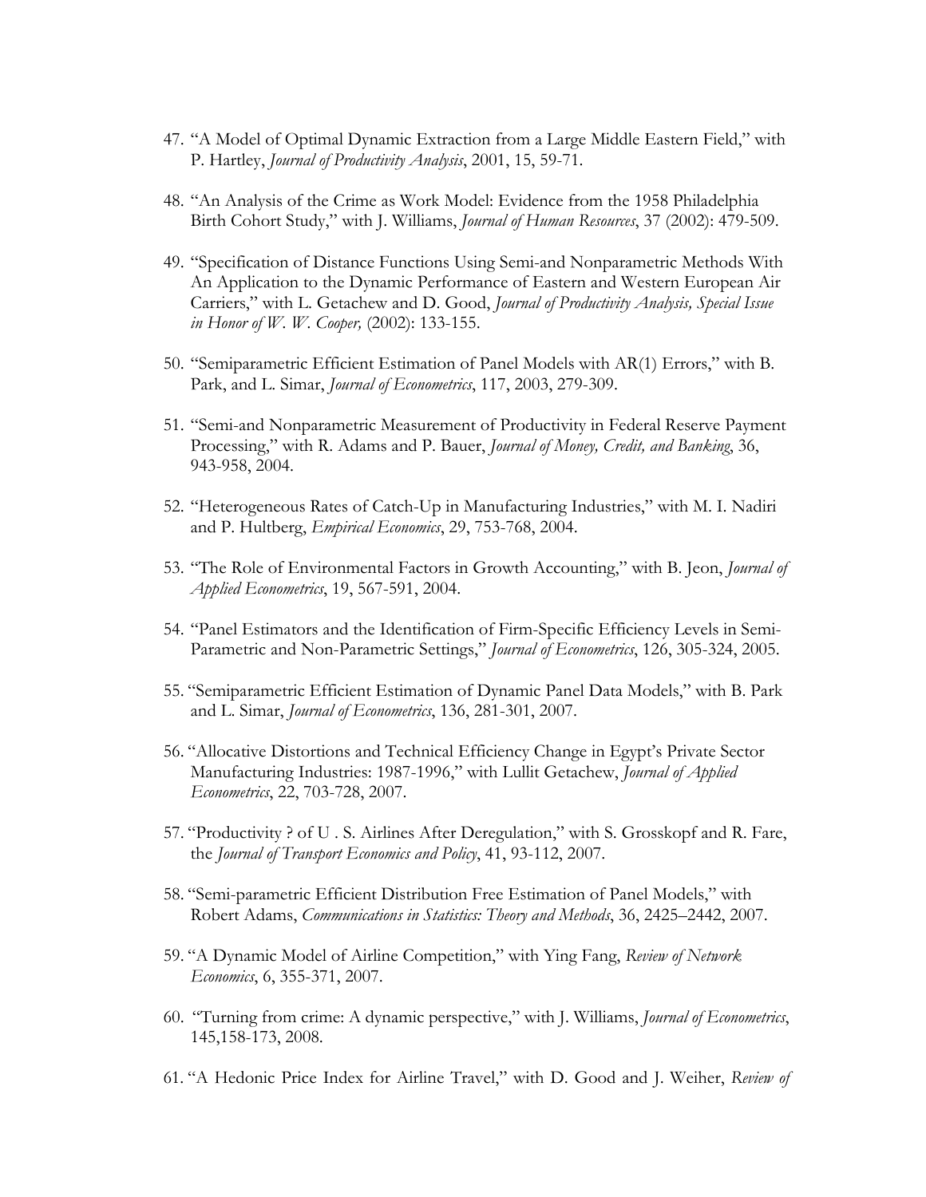47. "A Model of Optimal Dynamic Extraction from a Large Middle Eastern Field," with P. Hartley, *Journal of Productivity Analysis*, 2001, 15, 59-71.

48. "An Analysis of the Crime as Work Model: Evidence from the 1958 Philadelphia Birth Cohort Study," with J. Williams, *Journal of Human Resources*, 37 (2002): 479-509.

49. "Specification of Distance Functions Using Semi-and Nonparametric Methods With An Application to the Dynamic Performance of Eastern and Western European Air Carriers," with L. Getachew and D. Good, *Journal of Productivity Analysis, Special Issue in Honor of W. W. Cooper,* (2002): 133-155.

50. "Semiparametric Efficient Estimation of Panel Models with AR(1) Errors," with B. Park, and L. Simar, *Journal of Econometrics*, 117, 2003, 279-309.

51. "Semi-and Nonparametric Measurement of Productivity in Federal Reserve Payment Processing," with R. Adams and P. Bauer, *Journal of Money, Credit, and Banking*, 36, 943-958, 2004.

52. "Heterogeneous Rates of Catch-Up in Manufacturing Industries," with M. I. Nadiri and P. Hultberg, *Empirical Economics*, 29, 753-768, 2004.

53. "The Role of Environmental Factors in Growth Accounting," with B. Jeon, *Journal of Applied Econometrics*, 19, 567-591, 2004.

54. "Panel Estimators and the Identification of Firm-Specific Efficiency Levels in Semi-Parametric and Non-Parametric Settings," *Journal of Econometrics*, 126, 305-324, 2005.

55. "Semiparametric Efficient Estimation of Dynamic Panel Data Models," with B. Park and L. Simar, *Journal of Econometrics*, 136, 281-301, 2007.

56. "Allocative Distortions and Technical Efficiency Change in Egypt's Private Sector Manufacturing Industries: 1987-1996," with Lullit Getachew, *Journal of Applied Econometrics*, 22, 703-728, 2007.

57. "Productivity ? of U . S. Airlines After Deregulation," with S. Grosskopf and R. Fare, the *Journal of Transport Economics and Policy*, 41, 93-112, 2007.

58. "Semi-parametric Efficient Distribution Free Estimation of Panel Models," with Robert Adams, *Communications in Statistics: Theory and Methods*, 36, 2425–2442, 2007.

59. "A Dynamic Model of Airline Competition," with Ying Fang, *Review of Network Economics*, 6, 355-371, 2007.

60. "Turning from crime: A dynamic perspective," with J. Williams, *Journal of Econometrics*, 145,158-173, 2008.

61. "A Hedonic Price Index for Airline Travel," with D. Good and J. Weiher, *Review of*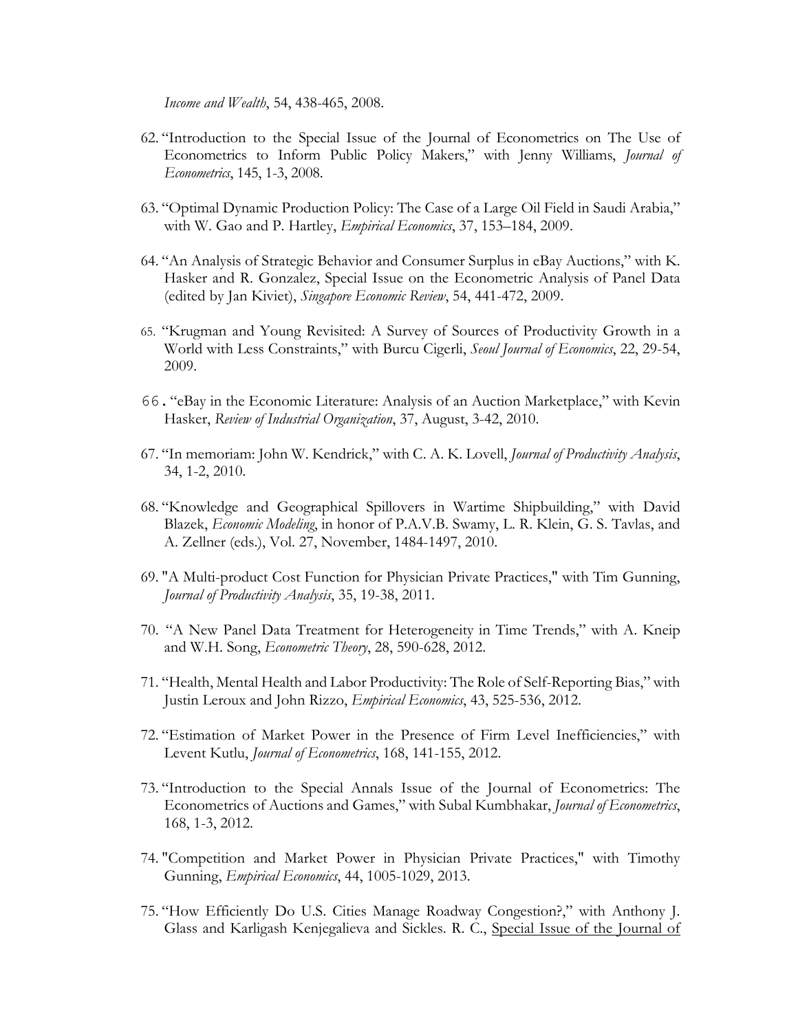*Income and Wealth*, 54, 438-465, 2008.

62. "Introduction to the Special Issue of the Journal of Econometrics on The Use of Econometrics to Inform Public Policy Makers," with Jenny Williams, *Journal of Econometrics*, 145, 1-3, 2008.

63. "Optimal Dynamic Production Policy: The Case of a Large Oil Field in Saudi Arabia," with W. Gao and P. Hartley, *Empirical Economics*, 37, 153–184, 2009.

64. "An Analysis of Strategic Behavior and Consumer Surplus in eBay Auctions," with K. Hasker and R. Gonzalez, Special Issue on the Econometric Analysis of Panel Data (edited by Jan Kiviet), *Singapore Economic Review*, 54, 441-472, 2009.

65. "Krugman and Young Revisited: A Survey of Sources of Productivity Growth in a World with Less Constraints," with Burcu Cigerli, *Seoul Journal of Economics*, 22, 29-54, 2009.

66. "eBay in the Economic Literature: Analysis of an Auction Marketplace," with Kevin Hasker, *Review of Industrial Organization*, 37, August, 3-42, 2010.

67. "In memoriam: John W. Kendrick," with C. A. K. Lovell, *Journal of Productivity Analysis*, 34, 1-2, 2010.

68. "Knowledge and Geographical Spillovers in Wartime Shipbuilding," with David Blazek, *Economic Modeling*, in honor of P.A.V.B. Swamy, L. R. Klein, G. S. Tavlas, and A. Zellner (eds.), Vol. 27, November, 1484-1497, 2010.

69. "A Multi-product Cost Function for Physician Private Practices," with Tim Gunning, *Journal of Productivity Analysis*, 35, 19-38, 2011.

70. "A New Panel Data Treatment for Heterogeneity in Time Trends," with A. Kneip and W.H. Song, *Econometric Theory*, 28, 590-628, 2012.

71. "Health, Mental Health and Labor Productivity: The Role of Self-Reporting Bias," with Justin Leroux and John Rizzo, *Empirical Economics*, 43, 525-536, 2012.

72. "Estimation of Market Power in the Presence of Firm Level Inefficiencies," with Levent Kutlu, *Journal of Econometrics*, 168, 141-155, 2012.

73. "Introduction to the Special Annals Issue of the Journal of Econometrics: The Econometrics of Auctions and Games," with Subal Kumbhakar, *Journal of Econometrics*, 168, 1-3, 2012.

74. "Competition and Market Power in Physician Private Practices," with Timothy Gunning, *Empirical Economics*, 44, 1005-1029, 2013.

75. "How Efficiently Do U.S. Cities Manage Roadway Congestion?," with Anthony J. Glass and Karligash Kenjegalieva and Sickles. R. C., <u>Special Issue of the Journal of</u>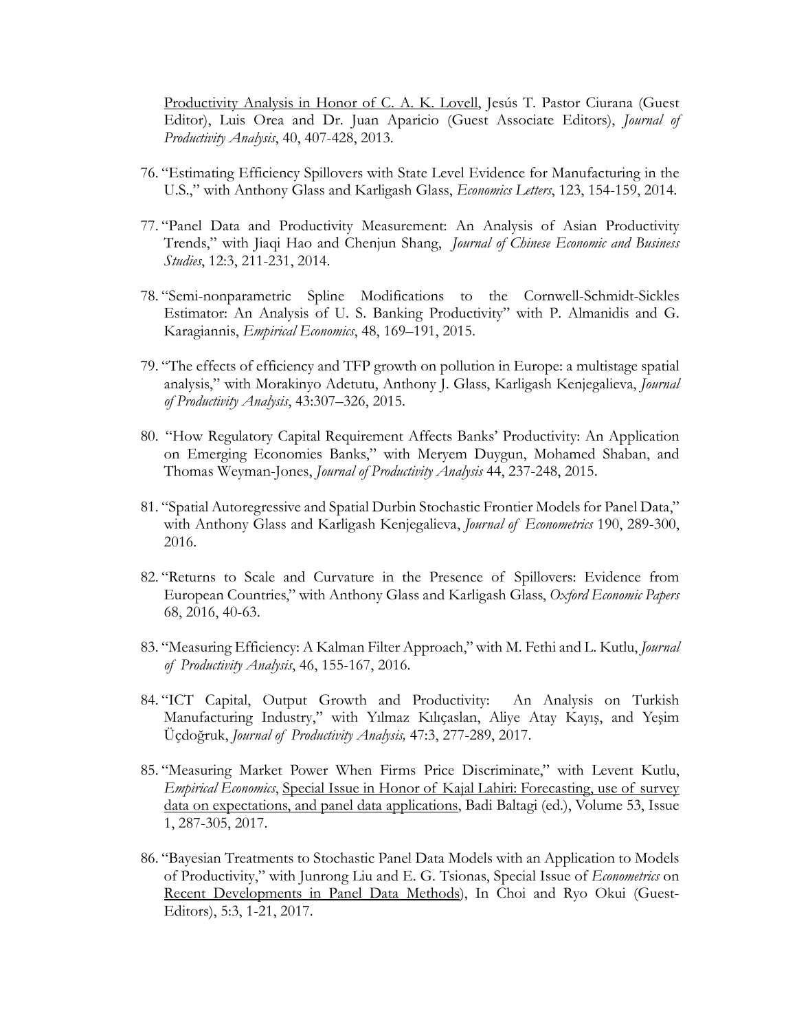Productivity Analysis in Honor of C. A. K. Lovell, Jesús T. Pastor Ciurana (Guest Editor), Luis Orea and Dr. Juan Aparicio (Guest Associate Editors), *Journal of Productivity Analysis*, 40, 407-428, 2013.

76. "Estimating Efficiency Spillovers with State Level Evidence for Manufacturing in the U.S.," with Anthony Glass and Karligash Glass, *Economics Letters*, 123, 154-159, 2014.

77. "Panel Data and Productivity Measurement: An Analysis of Asian Productivity Trends," with Jiaqi Hao and Chenjun Shang, *Journal of Chinese Economic and Business Studies*, 12:3, 211-231, 2014.

78. "Semi-nonparametric Spline Modifications to the Cornwell-Schmidt-Sickles Estimator: An Analysis of U. S. Banking Productivity" with P. Almanidis and G. Karagiannis, *Empirical Economics*, 48, 169–191, 2015.

79. "The effects of efficiency and TFP growth on pollution in Europe: a multistage spatial analysis," with Morakinyo Adetutu, Anthony J. Glass, Karligash Kenjegalieva, *Journal of Productivity Analysis*, 43:307–326, 2015.

80. "How Regulatory Capital Requirement Affects Banks' Productivity: An Application on Emerging Economies Banks," with Meryem Duygun, Mohamed Shaban, and Thomas Weyman-Jones, *Journal of Productivity Analysis* 44, 237-248, 2015.

81. "Spatial Autoregressive and Spatial Durbin Stochastic Frontier Models for Panel Data," with Anthony Glass and Karligash Kenjegalieva, *Journal of Econometrics* 190, 289-300, 2016.

82. "Returns to Scale and Curvature in the Presence of Spillovers: Evidence from European Countries," with Anthony Glass and Karligash Glass, *Oxford Economic Papers* 68, 2016, 40-63.

83. "Measuring Efficiency: A Kalman Filter Approach," with M. Fethi and L. Kutlu, *Journal of Productivity Analysis*, 46, 155-167, 2016.

84. "ICT Capital, Output Growth and Productivity: An Analysis on Turkish Manufacturing Industry," with Yılmaz Kılıçaslan, Aliye Atay Kayış, and Yeşim Üçdoğruk, *Journal of Productivity Analysis,* 47:3, 277-289, 2017.

85. "Measuring Market Power When Firms Price Discriminate," with Levent Kutlu, *Empirical Economics*, Special Issue in Honor of Kajal Lahiri: Forecasting, use of survey data on expectations, and panel data applications, Badi Baltagi (ed.), Volume 53, Issue 1, 287-305, 2017.

86. "Bayesian Treatments to Stochastic Panel Data Models with an Application to Models of Productivity," with Junrong Liu and E. G. Tsionas, Special Issue of *Econometrics* on Recent Developments in Panel Data Methods), In Choi and Ryo Okui (Guest-Editors), 5:3, 1-21, 2017.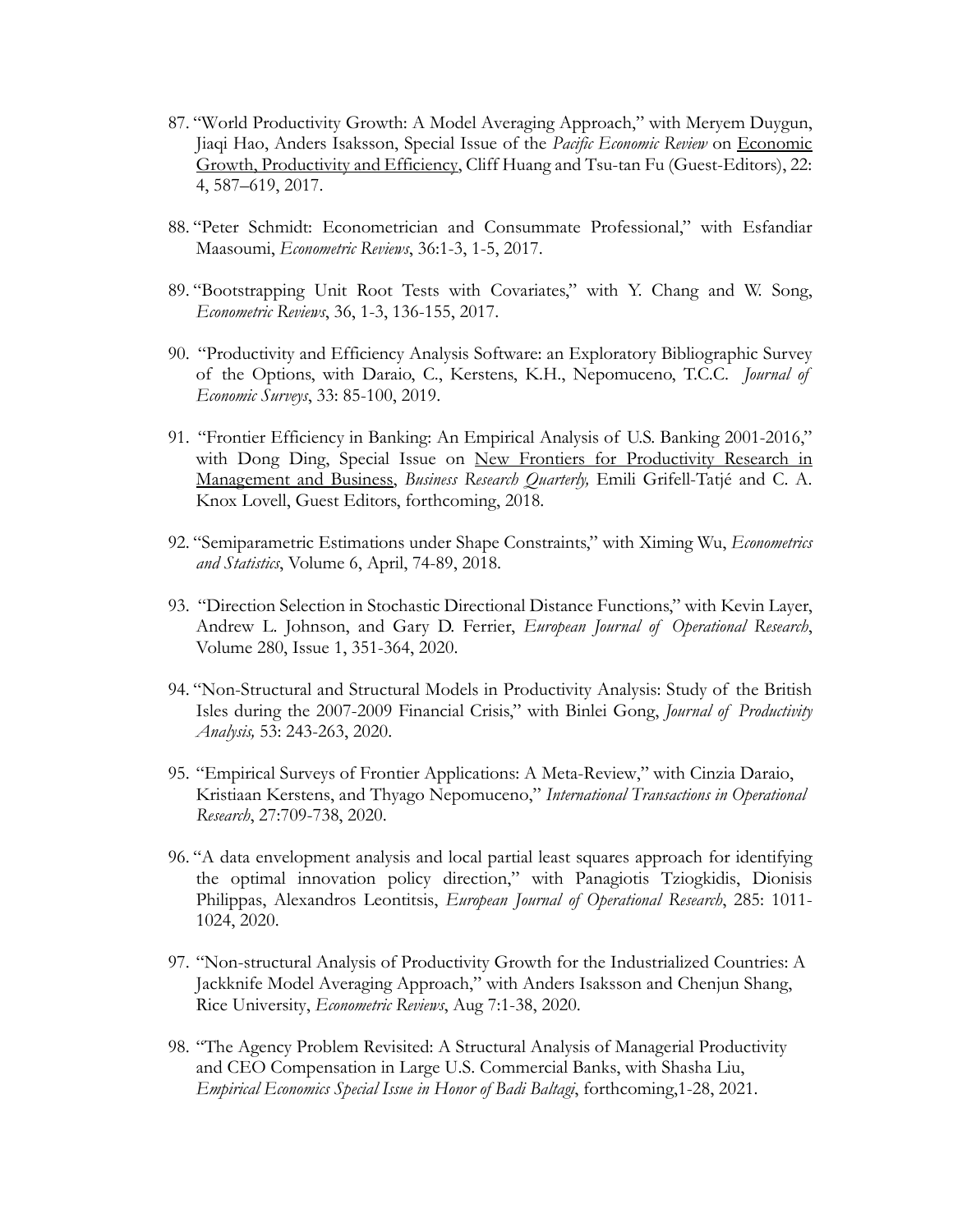87. "World Productivity Growth: A Model Averaging Approach," with Meryem Duygun, Jiaqi Hao, Anders Isaksson, Special Issue of the *Pacific Economic Review* on Economic Growth, Productivity and Efficiency, Cliff Huang and Tsu-tan Fu (Guest-Editors), 22: 4, 587–619, 2017.

88. "Peter Schmidt: Econometrician and Consummate Professional," with Esfandiar Maasoumi, *Econometric Reviews*, 36:1-3, 1-5, 2017.

89. "Bootstrapping Unit Root Tests with Covariates," with Y. Chang and W. Song, *Econometric Reviews*, 36, 1-3, 136-155, 2017.

90. "Productivity and Efficiency Analysis Software: an Exploratory Bibliographic Survey of the Options, with Daraio, C., Kerstens, K.H., Nepomuceno, T.C.C. *Journal of Economic Surveys*, 33: 85-100, 2019.

91. "Frontier Efficiency in Banking: An Empirical Analysis of U.S. Banking 2001-2016," with Dong Ding, Special Issue on New Frontiers for Productivity Research in Management and Business, *Business Research Quarterly,* Emili Grifell-Tatjé and C. A. Knox Lovell, Guest Editors, forthcoming, 2018.

92. "Semiparametric Estimations under Shape Constraints," with Ximing Wu, *Econometrics and Statistics*, Volume 6, April, 74-89, 2018.

93. "Direction Selection in Stochastic Directional Distance Functions," with Kevin Layer, Andrew L. Johnson, and Gary D. Ferrier, *European Journal of Operational Research*, Volume 280, Issue 1, 351-364, 2020.

94. "Non-Structural and Structural Models in Productivity Analysis: Study of the British Isles during the 2007-2009 Financial Crisis," with Binlei Gong, *Journal of Productivity Analysis,* 53: 243-263, 2020.

95. "Empirical Surveys of Frontier Applications: A Meta-Review," with Cinzia Daraio, Kristiaan Kerstens, and Thyago Nepomuceno," *International Transactions in Operational Research*, 27:709-738, 2020.

96. "A data envelopment analysis and local partial least squares approach for identifying the optimal innovation policy direction," with Panagiotis Tziogkidis, Dionisis Philippas, Alexandros Leontitsis, *European Journal of Operational Research*, 285: 1011-1024, 2020.

97. "Non-structural Analysis of Productivity Growth for the Industrialized Countries: A Jackknife Model Averaging Approach," with Anders Isaksson and Chenjun Shang, Rice University, *Econometric Reviews*, Aug 7:1-38, 2020.

98. "The Agency Problem Revisited: A Structural Analysis of Managerial Productivity and CEO Compensation in Large U.S. Commercial Banks, with Shasha Liu, *Empirical Economics Special Issue in Honor of Badi Baltagi*, forthcoming,1-28, 2021.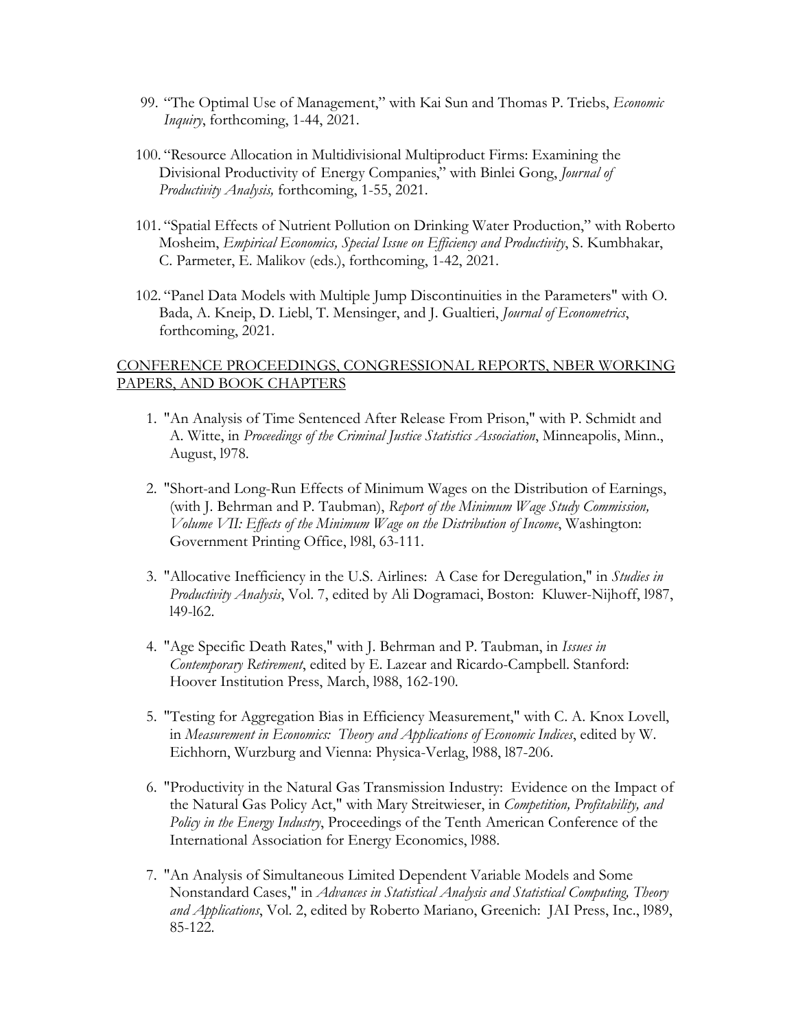99. "The Optimal Use of Management," with Kai Sun and Thomas P. Triebs, *Economic Inquiry*, forthcoming, 1-44, 2021.

100. "Resource Allocation in Multidivisional Multiproduct Firms: Examining the Divisional Productivity of Energy Companies," with Binlei Gong, *Journal of Productivity Analysis,* forthcoming, 1-55, 2021.

101. "Spatial Effects of Nutrient Pollution on Drinking Water Production," with Roberto Mosheim, *Empirical Economics, Special Issue on Efficiency and Productivity*, S. Kumbhakar, C. Parmeter, E. Malikov (eds.), forthcoming, 1-42, 2021.

102. "Panel Data Models with Multiple Jump Discontinuities in the Parameters" with O. Bada, A. Kneip, D. Liebl, T. Mensinger, and J. Gualtieri, *Journal of Econometrics*, forthcoming, 2021.

## CONFERENCE PROCEEDINGS, CONGRESSIONAL REPORTS, NBER WORKING PAPERS, AND BOOK CHAPTERS

1. "An Analysis of Time Sentenced After Release From Prison," with P. Schmidt and A. Witte, in *Proceedings of the Criminal Justice Statistics Association*, Minneapolis, Minn., August, l978.

2. "Short-and Long-Run Effects of Minimum Wages on the Distribution of Earnings, (with J. Behrman and P. Taubman), *Report of the Minimum Wage Study Commission, Volume VII: Effects of the Minimum Wage on the Distribution of Income*, Washington: Government Printing Office, l98l, 63-111.

3. "Allocative Inefficiency in the U.S. Airlines: A Case for Deregulation," in *Studies in Productivity Analysis*, Vol. 7, edited by Ali Dogramaci, Boston: Kluwer-Nijhoff, l987, l49-l62.

4. "Age Specific Death Rates," with J. Behrman and P. Taubman, in *Issues in Contemporary Retirement*, edited by E. Lazear and Ricardo-Campbell. Stanford: Hoover Institution Press, March, l988, 162-190.

5. "Testing for Aggregation Bias in Efficiency Measurement," with C. A. Knox Lovell, in *Measurement in Economics: Theory and Applications of Economic Indices*, edited by W. Eichhorn, Wurzburg and Vienna: Physica-Verlag, l988, l87-206.

6. "Productivity in the Natural Gas Transmission Industry: Evidence on the Impact of the Natural Gas Policy Act," with Mary Streitwieser, in *Competition, Profitability, and Policy in the Energy Industry*, Proceedings of the Tenth American Conference of the International Association for Energy Economics, l988.

7. "An Analysis of Simultaneous Limited Dependent Variable Models and Some Nonstandard Cases," in *Advances in Statistical Analysis and Statistical Computing, Theory and Applications*, Vol. 2, edited by Roberto Mariano, Greenich: JAI Press, Inc., l989, 85-122.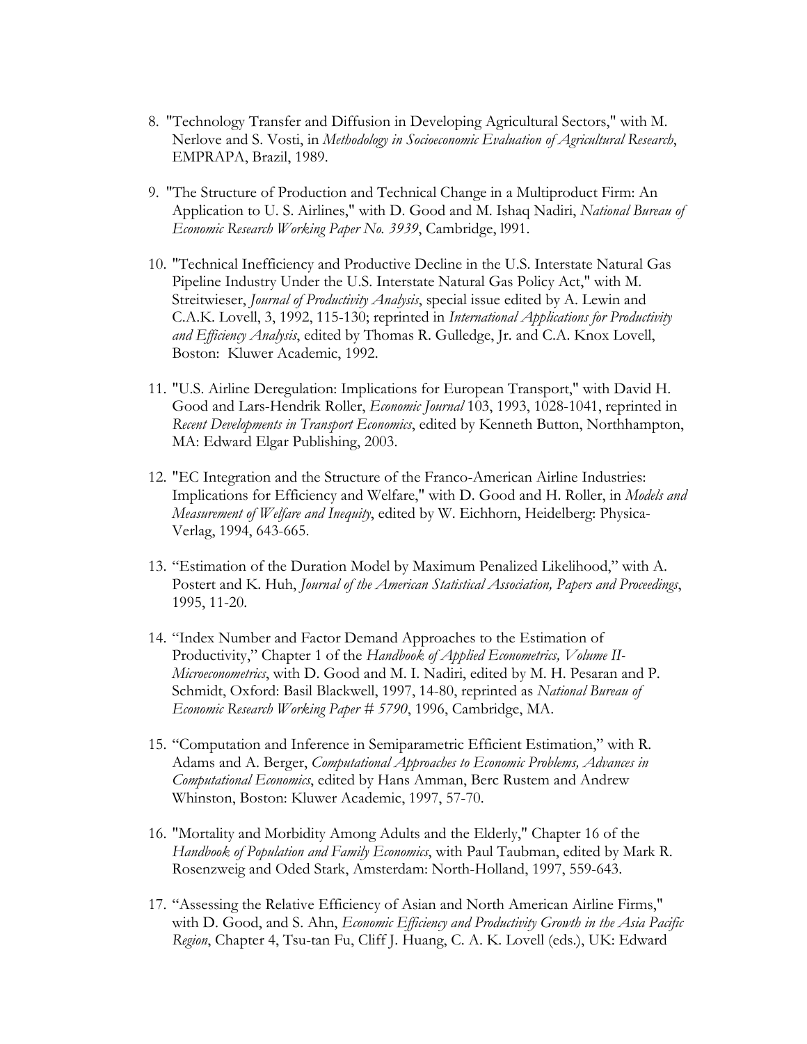8. "Technology Transfer and Diffusion in Developing Agricultural Sectors," with M. Nerlove and S. Vosti, in *Methodology in Socioeconomic Evaluation of Agricultural Research*, EMPRAPA, Brazil, 1989.

9. "The Structure of Production and Technical Change in a Multiproduct Firm: An Application to U. S. Airlines," with D. Good and M. Ishaq Nadiri, *National Bureau of Economic Research Working Paper No. 3939*, Cambridge, l991.

10. "Technical Inefficiency and Productive Decline in the U.S. Interstate Natural Gas Pipeline Industry Under the U.S. Interstate Natural Gas Policy Act," with M. Streitwieser, *Journal of Productivity Analysis*, special issue edited by A. Lewin and C.A.K. Lovell, 3, 1992, 115-130; reprinted in *International Applications for Productivity and Efficiency Analysis*, edited by Thomas R. Gulledge, Jr. and C.A. Knox Lovell, Boston: Kluwer Academic, 1992.

11. "U.S. Airline Deregulation: Implications for European Transport," with David H. Good and Lars-Hendrik Roller, *Economic Journal* 103, 1993, 1028-1041, reprinted in *Recent Developments in Transport Economics*, edited by Kenneth Button, Northhampton, MA: Edward Elgar Publishing, 2003.

12. "EC Integration and the Structure of the Franco-American Airline Industries: Implications for Efficiency and Welfare," with D. Good and H. Roller, in *Models and Measurement of Welfare and Inequity*, edited by W. Eichhorn, Heidelberg: Physica-Verlag, 1994, 643-665.

13. "Estimation of the Duration Model by Maximum Penalized Likelihood," with A. Postert and K. Huh, *Journal of the American Statistical Association, Papers and Proceedings*, 1995, 11-20.

14. "Index Number and Factor Demand Approaches to the Estimation of Productivity," Chapter 1 of the *Handbook of Applied Econometrics, Volume II-Microeconometrics*, with D. Good and M. I. Nadiri, edited by M. H. Pesaran and P. Schmidt, Oxford: Basil Blackwell, 1997, 14-80, reprinted as *National Bureau of Economic Research Working Paper # 5790*, 1996, Cambridge, MA.

15. "Computation and Inference in Semiparametric Efficient Estimation," with R. Adams and A. Berger, *Computational Approaches to Economic Problems, Advances in Computational Economics*, edited by Hans Amman, Berc Rustem and Andrew Whinston, Boston: Kluwer Academic, 1997, 57-70.

16. "Mortality and Morbidity Among Adults and the Elderly," Chapter 16 of the *Handbook of Population and Family Economics*, with Paul Taubman, edited by Mark R. Rosenzweig and Oded Stark, Amsterdam: North-Holland, 1997, 559-643.

17. "Assessing the Relative Efficiency of Asian and North American Airline Firms," with D. Good, and S. Ahn, *Economic Efficiency and Productivity Growth in the Asia Pacific Region*, Chapter 4, Tsu-tan Fu, Cliff J. Huang, C. A. K. Lovell (eds.), UK: Edward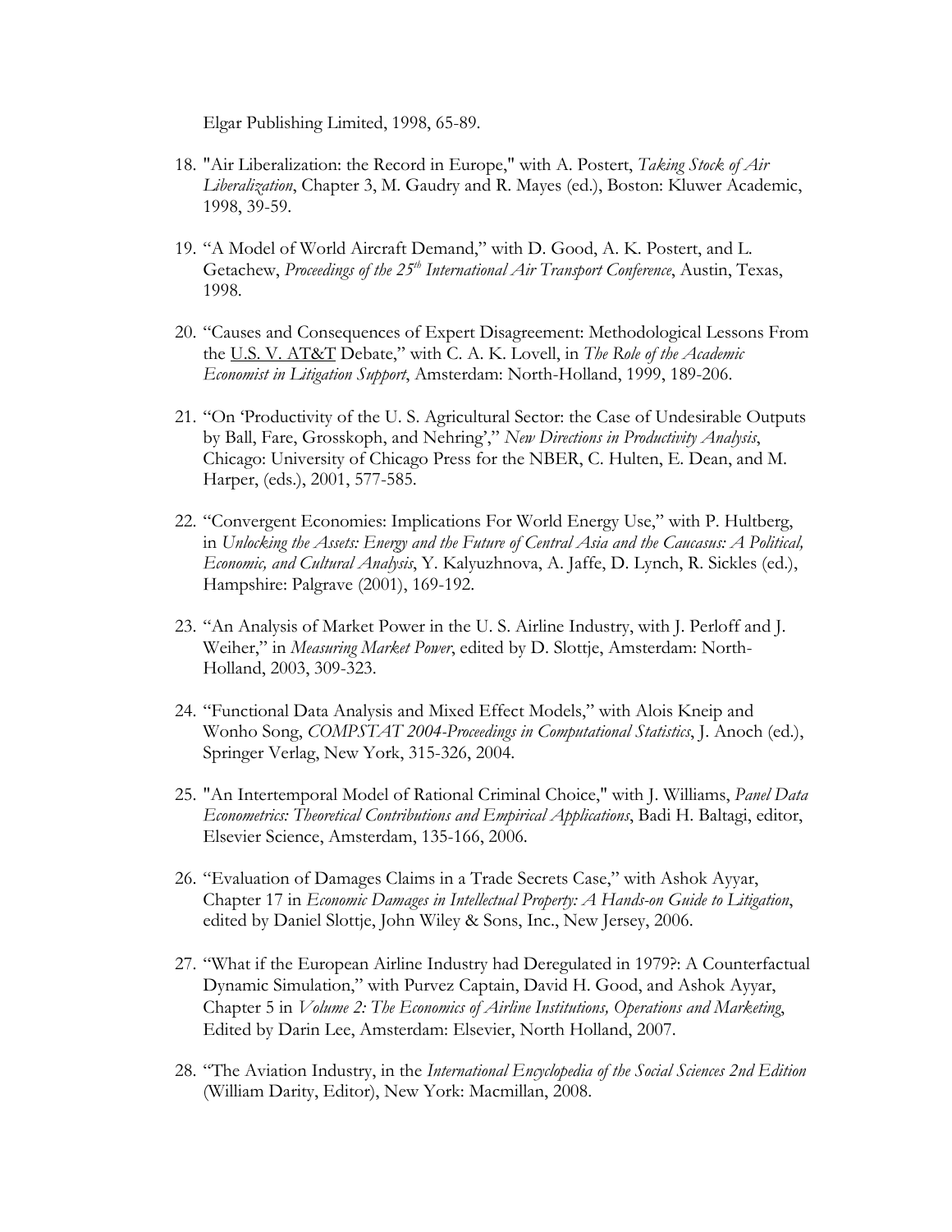Elgar Publishing Limited, 1998, 65-89.

18. "Air Liberalization: the Record in Europe," with A. Postert, *Taking Stock of Air Liberalization*, Chapter 3, M. Gaudry and R. Mayes (ed.), Boston: Kluwer Academic, 1998, 39-59.

19. "A Model of World Aircraft Demand," with D. Good, A. K. Postert, and L. Getachew, *Proceedings of the 25th International Air Transport Conference*, Austin, Texas, 1998.

20. "Causes and Consequences of Expert Disagreement: Methodological Lessons From the U.S. V. AT&T Debate," with C. A. K. Lovell, in *The Role of the Academic Economist in Litigation Support*, Amsterdam: North-Holland, 1999, 189-206.

21. "On 'Productivity of the U. S. Agricultural Sector: the Case of Undesirable Outputs by Ball, Fare, Grosskoph, and Nehring'," *New Directions in Productivity Analysis*, Chicago: University of Chicago Press for the NBER, C. Hulten, E. Dean, and M. Harper, (eds.), 2001, 577-585.

22. "Convergent Economies: Implications For World Energy Use," with P. Hultberg, in *Unlocking the Assets: Energy and the Future of Central Asia and the Caucasus: A Political, Economic, and Cultural Analysis*, Y. Kalyuzhnova, A. Jaffe, D. Lynch, R. Sickles (ed.), Hampshire: Palgrave (2001), 169-192.

23. "An Analysis of Market Power in the U. S. Airline Industry, with J. Perloff and J. Weiher," in *Measuring Market Power*, edited by D. Slottje, Amsterdam: North-Holland, 2003, 309-323.

24. "Functional Data Analysis and Mixed Effect Models," with Alois Kneip and Wonho Song, *COMPSTAT 2004-Proceedings in Computational Statistics*, J. Anoch (ed.), Springer Verlag, New York, 315-326, 2004.

25. "An Intertemporal Model of Rational Criminal Choice," with J. Williams, *Panel Data Econometrics: Theoretical Contributions and Empirical Applications*, Badi H. Baltagi, editor, Elsevier Science, Amsterdam, 135-166, 2006.

26. "Evaluation of Damages Claims in a Trade Secrets Case," with Ashok Ayyar, Chapter 17 in *Economic Damages in Intellectual Property: A Hands-on Guide to Litigation*, edited by Daniel Slottje, John Wiley & Sons, Inc., New Jersey, 2006.

27. "What if the European Airline Industry had Deregulated in 1979?: A Counterfactual Dynamic Simulation," with Purvez Captain, David H. Good, and Ashok Ayyar, Chapter 5 in *Volume 2: The Economics of Airline Institutions, Operations and Marketing*, Edited by Darin Lee, Amsterdam: Elsevier, North Holland, 2007.

28. "The Aviation Industry, in the *International Encyclopedia of the Social Sciences 2nd Edition* (William Darity, Editor), New York: Macmillan, 2008.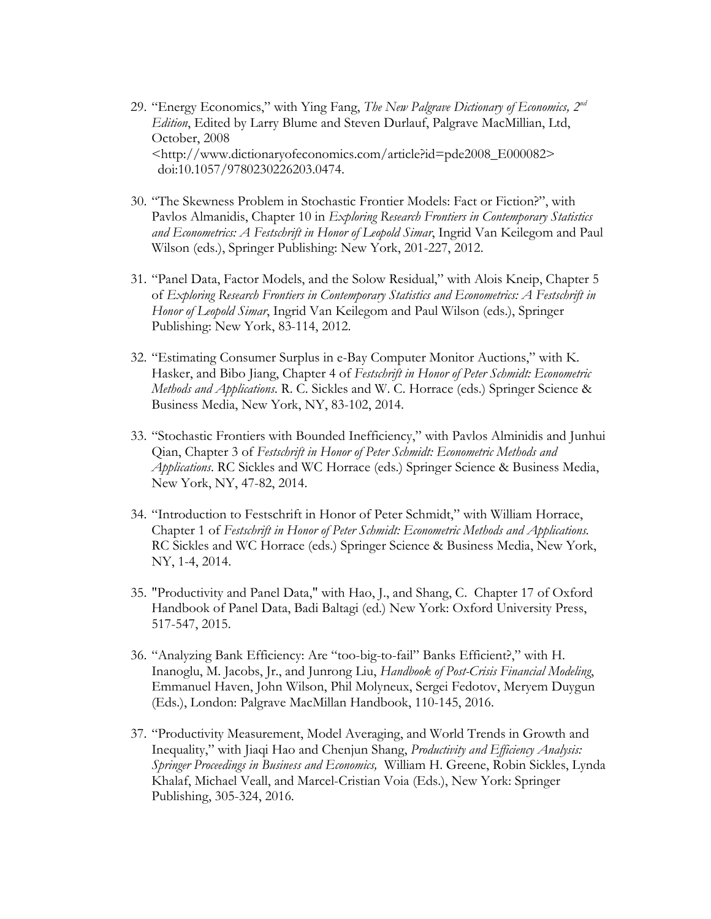29. "Energy Economics," with Ying Fang, *The New Palgrave Dictionary of Economics, 2nd Edition*, Edited by Larry Blume and Steven Durlauf, Palgrave MacMillian, Ltd, October, 2008 <http://www.dictionaryofeconomics.com/article?id=pde2008_E000082> doi:10.1057/9780230226203.0474.

30. "The Skewness Problem in Stochastic Frontier Models: Fact or Fiction?", with Pavlos Almanidis, Chapter 10 in *Exploring Research Frontiers in Contemporary Statistics and Econometrics: A Festschrift in Honor of Leopold Simar*, Ingrid Van Keilegom and Paul Wilson (eds.), Springer Publishing: New York, 201-227, 2012.

31. "Panel Data, Factor Models, and the Solow Residual," with Alois Kneip, Chapter 5 of *Exploring Research Frontiers in Contemporary Statistics and Econometrics: A Festschrift in Honor of Leopold Simar*, Ingrid Van Keilegom and Paul Wilson (eds.), Springer Publishing: New York, 83-114, 2012.

32. "Estimating Consumer Surplus in e-Bay Computer Monitor Auctions," with K. Hasker, and Bibo Jiang, Chapter 4 of *Festschrift in Honor of Peter Schmidt: Econometric Methods and Applications*. R. C. Sickles and W. C. Horrace (eds.) Springer Science & Business Media, New York, NY, 83-102, 2014.

33. "Stochastic Frontiers with Bounded Inefficiency," with Pavlos Alminidis and Junhui Qian, Chapter 3 of *Festschrift in Honor of Peter Schmidt: Econometric Methods and Applications*. RC Sickles and WC Horrace (eds.) Springer Science & Business Media, New York, NY, 47-82, 2014.

34. "Introduction to Festschrift in Honor of Peter Schmidt," with William Horrace, Chapter 1 of *Festschrift in Honor of Peter Schmidt: Econometric Methods and Applications.* RC Sickles and WC Horrace (eds.) Springer Science & Business Media, New York, NY, 1-4, 2014.

35. "Productivity and Panel Data," with Hao, J., and Shang, C. Chapter 17 of Oxford Handbook of Panel Data, Badi Baltagi (ed.) New York: Oxford University Press, 517-547, 2015.

36. "Analyzing Bank Efficiency: Are "too-big-to-fail" Banks Efficient?," with H. Inanoglu, M. Jacobs, Jr., and Junrong Liu, *Handbook of Post-Crisis Financial Modeling*, Emmanuel Haven, John Wilson, Phil Molyneux, Sergei Fedotov, Meryem Duygun (Eds.), London: Palgrave MacMillan Handbook, 110-145, 2016.

37. "Productivity Measurement, Model Averaging, and World Trends in Growth and Inequality," with Jiaqi Hao and Chenjun Shang, *Productivity and Efficiency Analysis: Springer Proceedings in Business and Economics,* William H. Greene, Robin Sickles, Lynda Khalaf, Michael Veall, and Marcel-Cristian Voia (Eds.), New York: Springer Publishing, 305-324, 2016.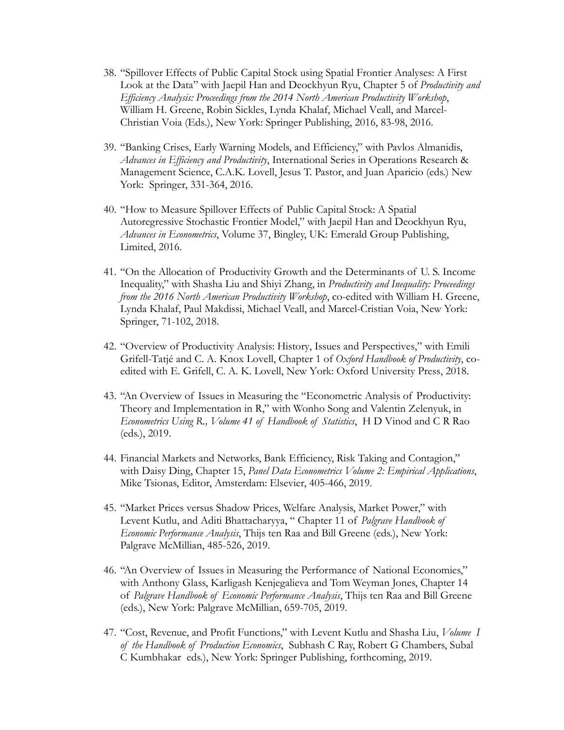38. "Spillover Effects of Public Capital Stock using Spatial Frontier Analyses: A First Look at the Data" with Jaepil Han and Deockhyun Ryu, Chapter 5 of *Productivity and Efficiency Analysis: Proceedings from the 2014 North American Productivity Workshop*, William H. Greene, Robin Sickles, Lynda Khalaf, Michael Veall, and Marcel-Christian Voia (Eds.), New York: Springer Publishing, 2016, 83-98, 2016.

39. "Banking Crises, Early Warning Models, and Efficiency," with Pavlos Almanidis, *Advances in Efficiency and Productivity*, International Series in Operations Research & Management Science, C.A.K. Lovell, Jesus T. Pastor, and Juan Aparicio (eds.) New York: Springer, 331-364, 2016.

40. "How to Measure Spillover Effects of Public Capital Stock: A Spatial Autoregressive Stochastic Frontier Model," with Jaepil Han and Deockhyun Ryu, *Advances in Econometrics*, Volume 37, Bingley, UK: Emerald Group Publishing, Limited, 2016.

41. "On the Allocation of Productivity Growth and the Determinants of U. S. Income Inequality," with Shasha Liu and Shiyi Zhang, in *Productivity and Inequality: Proceedings from the 2016 North American Productivity Workshop*, co-edited with William H. Greene, Lynda Khalaf, Paul Makdissi, Michael Veall, and Marcel-Cristian Voia, New York: Springer, 71-102, 2018.

42. "Overview of Productivity Analysis: History, Issues and Perspectives," with Emili Grifell-Tatjé and C. A. Knox Lovell, Chapter 1 of *Oxford Handbook of Productivity*, co-edited with E. Grifell, C. A. K. Lovell, New York: Oxford University Press, 2018.

43. "An Overview of Issues in Measuring the "Econometric Analysis of Productivity: Theory and Implementation in R," with Wonho Song and Valentin Zelenyuk, in *Econometrics Using R., Volume 41 of Handbook of Statistics*, H D Vinod and C R Rao (eds.), 2019.

44. Financial Markets and Networks, Bank Efficiency, Risk Taking and Contagion," with Daisy Ding, Chapter 15, *Panel Data Econometrics Volume 2: Empirical Applications*, Mike Tsionas, Editor, Amsterdam: Elsevier, 405-466, 2019.

45. "Market Prices versus Shadow Prices, Welfare Analysis, Market Power," with Levent Kutlu, and Aditi Bhattacharyya, " Chapter 11 of *Palgrave Handbook of Economic Performance Analysis*, Thijs ten Raa and Bill Greene (eds.), New York: Palgrave McMillian, 485-526, 2019.

46. "An Overview of Issues in Measuring the Performance of National Economies," with Anthony Glass, Karligash Kenjegalieva and Tom Weyman Jones, Chapter 14 of *Palgrave Handbook of Economic Performance Analysis*, Thijs ten Raa and Bill Greene (eds.), New York: Palgrave McMillian, 659-705, 2019.

47. "Cost, Revenue, and Profit Functions," with Levent Kutlu and Shasha Liu, *Volume I of the Handbook of Production Economics*, Subhash C Ray, Robert G Chambers, Subal C Kumbhakar eds.), New York: Springer Publishing, forthcoming, 2019.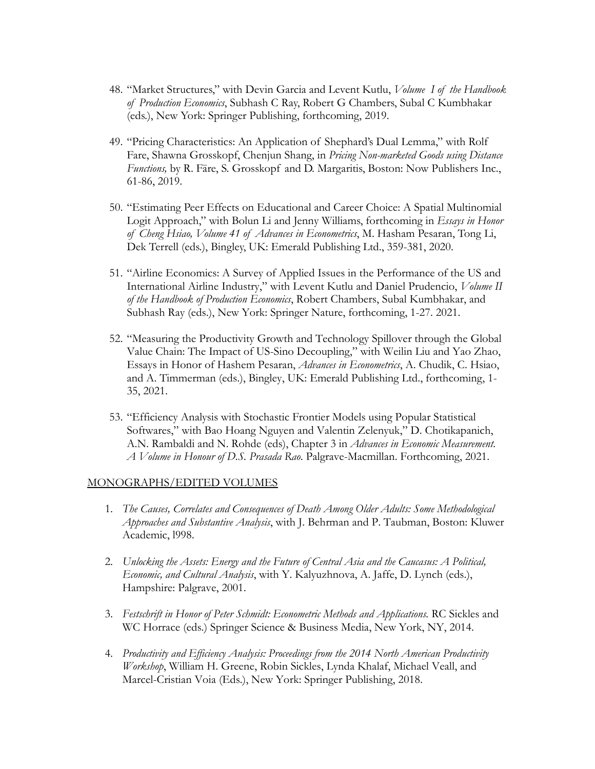48. "Market Structures," with Devin Garcia and Levent Kutlu, *Volume I of the Handbook of Production Economics*, Subhash C Ray, Robert G Chambers, Subal C Kumbhakar (eds.), New York: Springer Publishing, forthcoming, 2019.

49. "Pricing Characteristics: An Application of Shephard's Dual Lemma," with Rolf Fare, Shawna Grosskopf, Chenjun Shang, in *Pricing Non-marketed Goods using Distance Functions,* by R. Färe, S. Grosskopf and D. Margaritis, Boston: Now Publishers Inc., 61-86, 2019.

50. "Estimating Peer Effects on Educational and Career Choice: A Spatial Multinomial Logit Approach," with Bolun Li and Jenny Williams, forthcoming in *Essays in Honor of Cheng Hsiao, Volume 41 of Advances in Econometrics*, M. Hasham Pesaran, Tong Li, Dek Terrell (eds.), Bingley, UK: Emerald Publishing Ltd., 359-381, 2020.

51. "Airline Economics: A Survey of Applied Issues in the Performance of the US and International Airline Industry," with Levent Kutlu and Daniel Prudencio, *Volume II of the Handbook of Production Economics*, Robert Chambers, Subal Kumbhakar, and Subhash Ray (eds.), New York: Springer Nature, forthcoming, 1-27. 2021.

52. "Measuring the Productivity Growth and Technology Spillover through the Global Value Chain: The Impact of US-Sino Decoupling," with Weilin Liu and Yao Zhao, Essays in Honor of Hashem Pesaran, *Advances in Econometrics*, A. Chudik, C. Hsiao, and A. Timmerman (eds.), Bingley, UK: Emerald Publishing Ltd., forthcoming, 1-35, 2021.

53. "Efficiency Analysis with Stochastic Frontier Models using Popular Statistical Softwares," with Bao Hoang Nguyen and Valentin Zelenyuk," D. Chotikapanich, A.N. Rambaldi and N. Rohde (eds), Chapter 3 in *Advances in Economic Measurement. A Volume in Honour of D.S. Prasada Rao.* Palgrave-Macmillan. Forthcoming, 2021.

## MONOGRAPHS/EDITED VOLUMES

1. *The Causes, Correlates and Consequences of Death Among Older Adults: Some Methodological Approaches and Substantive Analysis*, with J. Behrman and P. Taubman, Boston: Kluwer Academic, l998.

2. *Unlocking the Assets: Energy and the Future of Central Asia and the Caucasus: A Political, Economic, and Cultural Analysis*, with Y. Kalyuzhnova, A. Jaffe, D. Lynch (eds.), Hampshire: Palgrave, 2001.

3. *Festschrift in Honor of Peter Schmidt: Econometric Methods and Applications.* RC Sickles and WC Horrace (eds.) Springer Science & Business Media, New York, NY, 2014.

4. *Productivity and Efficiency Analysis: Proceedings from the 2014 North American Productivity Workshop*, William H. Greene, Robin Sickles, Lynda Khalaf, Michael Veall, and Marcel-Cristian Voia (Eds.), New York: Springer Publishing, 2018.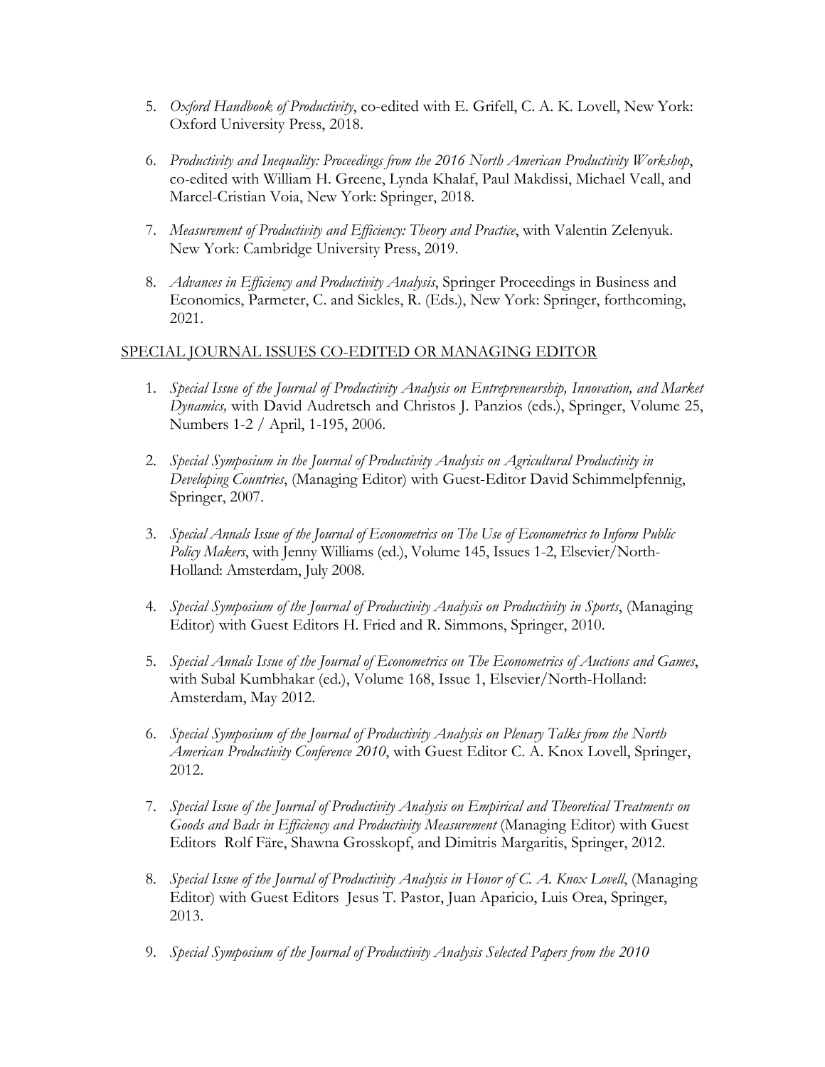5. *Oxford Handbook of Productivity*, co-edited with E. Grifell, C. A. K. Lovell, New York: Oxford University Press, 2018.

6. *Productivity and Inequality: Proceedings from the 2016 North American Productivity Workshop*, co-edited with William H. Greene, Lynda Khalaf, Paul Makdissi, Michael Veall, and Marcel-Cristian Voia, New York: Springer, 2018.

7. *Measurement of Productivity and Efficiency: Theory and Practice*, with Valentin Zelenyuk. New York: Cambridge University Press, 2019.

8. *Advances in Efficiency and Productivity Analysis*, Springer Proceedings in Business and Economics, Parmeter, C. and Sickles, R. (Eds.), New York: Springer, forthcoming, 2021.

## SPECIAL JOURNAL ISSUES CO-EDITED OR MANAGING EDITOR

1. *Special Issue of the Journal of Productivity Analysis on Entrepreneurship, Innovation, and Market Dynamics,* with David Audretsch and Christos J. Panzios (eds.), Springer, Volume 25, Numbers 1-2 / April, 1-195, 2006.

2. *Special Symposium in the Journal of Productivity Analysis on Agricultural Productivity in Developing Countries*, (Managing Editor) with Guest-Editor David Schimmelpfennig, Springer, 2007.

3. *Special Annals Issue of the Journal of Econometrics on The Use of Econometrics to Inform Public Policy Makers*, with Jenny Williams (ed.), Volume 145, Issues 1-2, Elsevier/North-Holland: Amsterdam, July 2008.

4. *Special Symposium of the Journal of Productivity Analysis on Productivity in Sports*, (Managing Editor) with Guest Editors H. Fried and R. Simmons, Springer, 2010.

5. *Special Annals Issue of the Journal of Econometrics on The Econometrics of Auctions and Games*, with Subal Kumbhakar (ed.), Volume 168, Issue 1, Elsevier/North-Holland: Amsterdam, May 2012.

6. *Special Symposium of the Journal of Productivity Analysis on Plenary Talks from the North American Productivity Conference 2010*, with Guest Editor C. A. Knox Lovell, Springer, 2012.

7. *Special Issue of the Journal of Productivity Analysis on Empirical and Theoretical Treatments on Goods and Bads in Efficiency and Productivity Measurement* (Managing Editor) with Guest Editors Rolf Färe, Shawna Grosskopf, and Dimitris Margaritis, Springer, 2012.

8. *Special Issue of the Journal of Productivity Analysis in Honor of C. A. Knox Lovell*, (Managing Editor) with Guest Editors Jesus T. Pastor, Juan Aparicio, Luis Orea, Springer, 2013.

9. *Special Symposium of the Journal of Productivity Analysis Selected Papers from the 2010*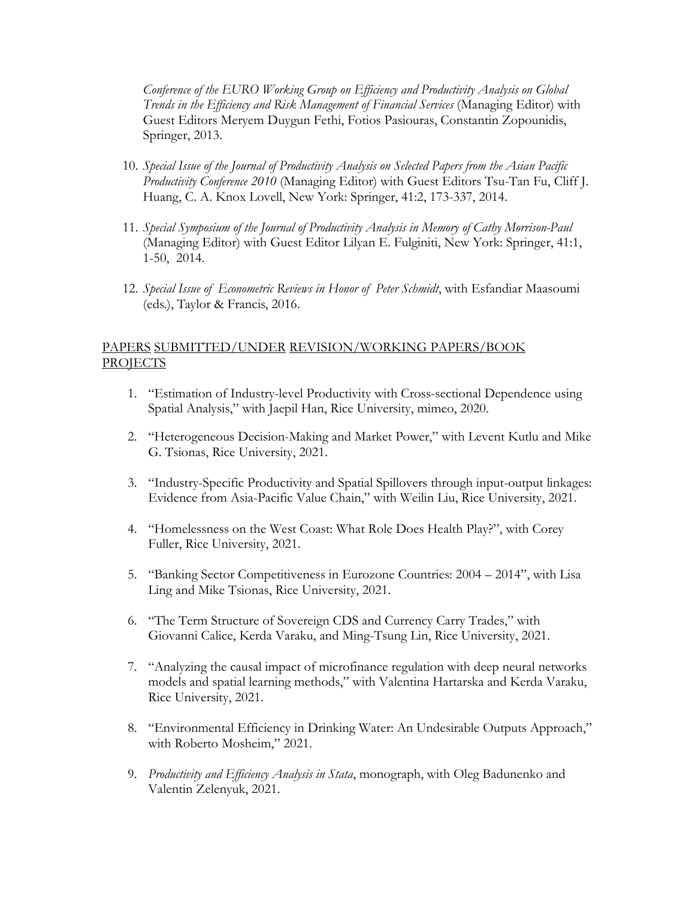*Conference of the EURO Working Group on Efficiency and Productivity Analysis on Global Trends in the Efficiency and Risk Management of Financial Services* (Managing Editor) with Guest Editors Meryem Duygun Fethi, Fotios Pasiouras, Constantin Zopounidis, Springer, 2013.

10. *Special Issue of the Journal of Productivity Analysis on Selected Papers from the Asian Pacific Productivity Conference 2010* (Managing Editor) with Guest Editors Tsu-Tan Fu, Cliff J. Huang, C. A. Knox Lovell, New York: Springer, 41:2, 173-337, 2014.

11. *Special Symposium of the Journal of Productivity Analysis in Memory of Cathy Morrison-Paul* (Managing Editor) with Guest Editor Lilyan E. Fulginiti, New York: Springer, 41:1, 1-50, 2014.

12. *Special Issue of Econometric Reviews in Honor of Peter Schmidt*, with Esfandiar Maasoumi (eds.), Taylor & Francis, 2016.

## PAPERS SUBMITTED/UNDER REVISION/WORKING PAPERS/BOOK PROJECTS

1. "Estimation of Industry-level Productivity with Cross-sectional Dependence using Spatial Analysis," with Jaepil Han, Rice University, mimeo, 2020.

2. "Heterogeneous Decision-Making and Market Power," with Levent Kutlu and Mike G. Tsionas, Rice University, 2021.

3. "Industry-Specific Productivity and Spatial Spillovers through input-output linkages: Evidence from Asia-Pacific Value Chain," with Weilin Liu, Rice University, 2021.

4. "Homelessness on the West Coast: What Role Does Health Play?", with Corey Fuller, Rice University, 2021.

5. "Banking Sector Competitiveness in Eurozone Countries: 2004 – 2014", with Lisa Ling and Mike Tsionas, Rice University, 2021.

6. "The Term Structure of Sovereign CDS and Currency Carry Trades," with Giovanni Calice, Kerda Varaku, and Ming-Tsung Lin, Rice University, 2021.

7. "Analyzing the causal impact of microfinance regulation with deep neural networks models and spatial learning methods," with Valentina Hartarska and Kerda Varaku, Rice University, 2021.

8. "Environmental Efficiency in Drinking Water: An Undesirable Outputs Approach," with Roberto Mosheim," 2021.

9. *Productivity and Efficiency Analysis in Stata*, monograph, with Oleg Badunenko and Valentin Zelenyuk, 2021.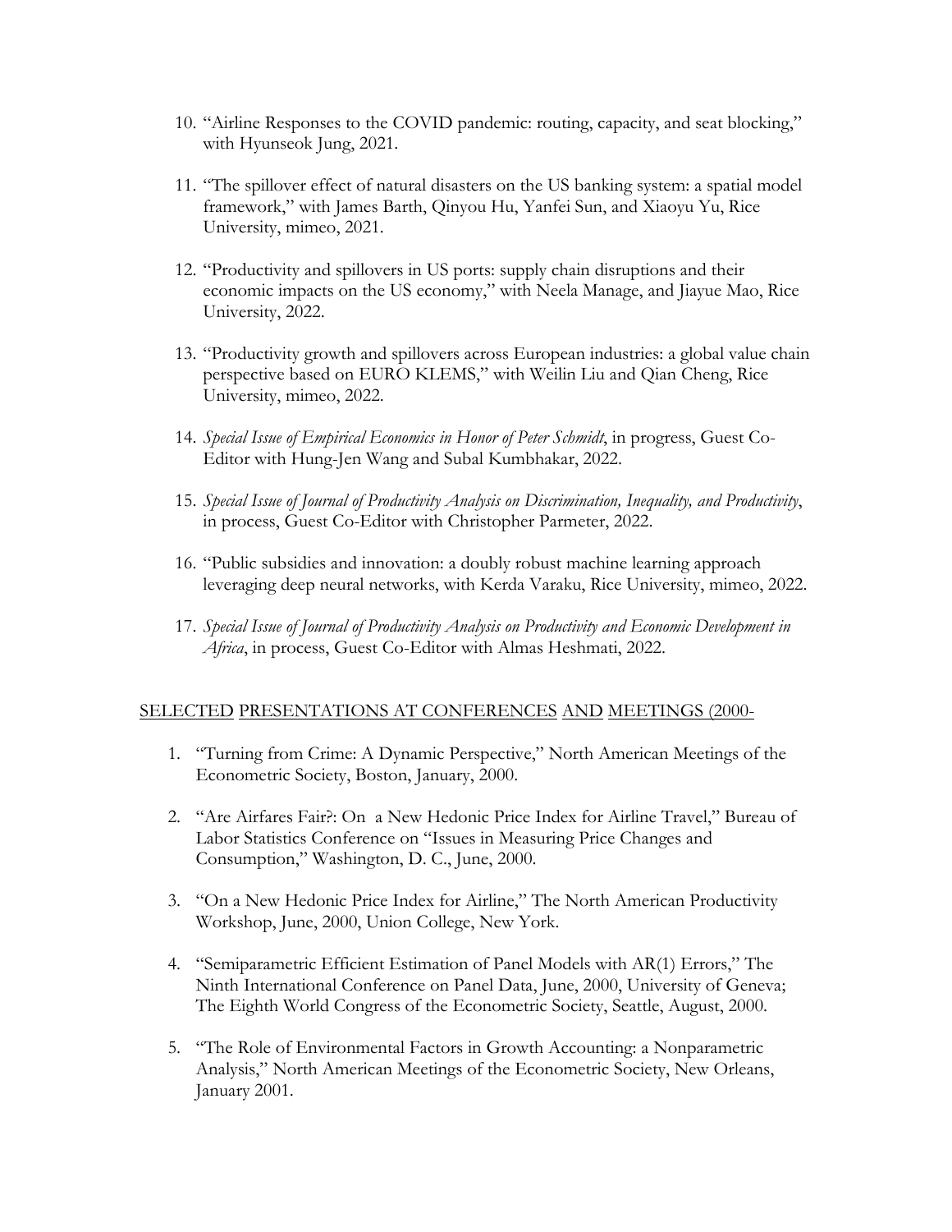10. "Airline Responses to the COVID pandemic: routing, capacity, and seat blocking," with Hyunseok Jung, 2021.

11. "The spillover effect of natural disasters on the US banking system: a spatial model framework," with James Barth, Qinyou Hu, Yanfei Sun, and Xiaoyu Yu, Rice University, mimeo, 2021.

12. "Productivity and spillovers in US ports: supply chain disruptions and their economic impacts on the US economy," with Neela Manage, and Jiayue Mao, Rice University, 2022.

13. "Productivity growth and spillovers across European industries: a global value chain perspective based on EURO KLEMS," with Weilin Liu and Qian Cheng, Rice University, mimeo, 2022.

14. *Special Issue of Empirical Economics in Honor of Peter Schmidt*, in progress, Guest Co-Editor with Hung-Jen Wang and Subal Kumbhakar, 2022.

15. *Special Issue of Journal of Productivity Analysis on Discrimination, Inequality, and Productivity*, in process, Guest Co-Editor with Christopher Parmeter, 2022.

16. "Public subsidies and innovation: a doubly robust machine learning approach leveraging deep neural networks, with Kerda Varaku, Rice University, mimeo, 2022.

17. *Special Issue of Journal of Productivity Analysis on Productivity and Economic Development in Africa*, in process, Guest Co-Editor with Almas Heshmati, 2022.

## SELECTED PRESENTATIONS AT CONFERENCES AND MEETINGS (2000-

1. "Turning from Crime: A Dynamic Perspective," North American Meetings of the Econometric Society, Boston, January, 2000.

2. "Are Airfares Fair?: On a New Hedonic Price Index for Airline Travel," Bureau of Labor Statistics Conference on "Issues in Measuring Price Changes and Consumption," Washington, D. C., June, 2000.

3. "On a New Hedonic Price Index for Airline," The North American Productivity Workshop, June, 2000, Union College, New York.

4. "Semiparametric Efficient Estimation of Panel Models with AR(1) Errors," The Ninth International Conference on Panel Data, June, 2000, University of Geneva; The Eighth World Congress of the Econometric Society, Seattle, August, 2000.

5. "The Role of Environmental Factors in Growth Accounting: a Nonparametric Analysis," North American Meetings of the Econometric Society, New Orleans, January 2001.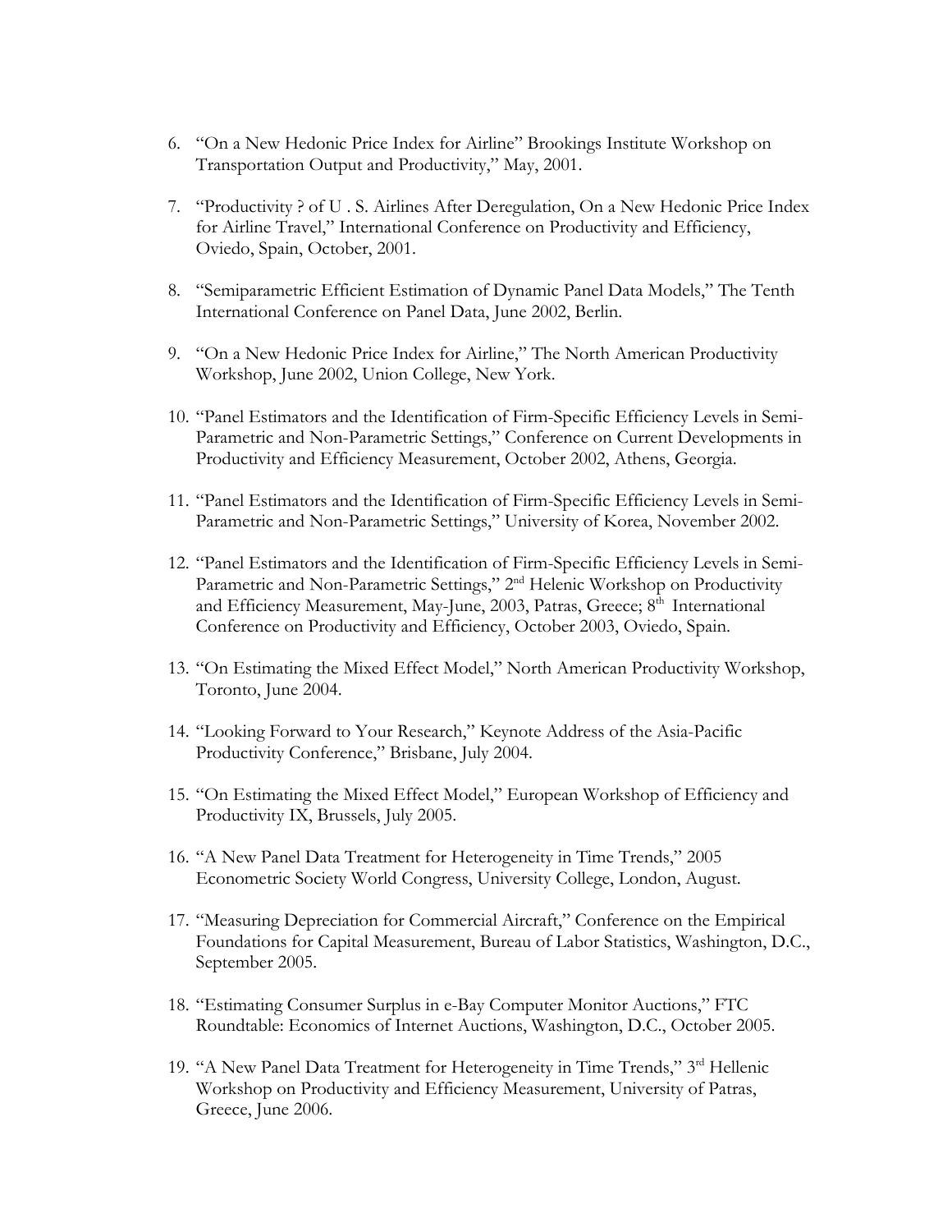6. "On a New Hedonic Price Index for Airline" Brookings Institute Workshop on Transportation Output and Productivity," May, 2001.

7. "Productivity ? of U . S. Airlines After Deregulation, On a New Hedonic Price Index for Airline Travel," International Conference on Productivity and Efficiency, Oviedo, Spain, October, 2001.

8. "Semiparametric Efficient Estimation of Dynamic Panel Data Models," The Tenth International Conference on Panel Data, June 2002, Berlin.

9. "On a New Hedonic Price Index for Airline," The North American Productivity Workshop, June 2002, Union College, New York.

10. "Panel Estimators and the Identification of Firm-Specific Efficiency Levels in Semi-Parametric and Non-Parametric Settings," Conference on Current Developments in Productivity and Efficiency Measurement, October 2002, Athens, Georgia.

11. "Panel Estimators and the Identification of Firm-Specific Efficiency Levels in Semi-Parametric and Non-Parametric Settings," University of Korea, November 2002.

12. "Panel Estimators and the Identification of Firm-Specific Efficiency Levels in Semi-Parametric and Non-Parametric Settings," 2nd Helenic Workshop on Productivity and Efficiency Measurement, May-June, 2003, Patras, Greece; 8th International Conference on Productivity and Efficiency, October 2003, Oviedo, Spain.

13. "On Estimating the Mixed Effect Model," North American Productivity Workshop, Toronto, June 2004.

14. "Looking Forward to Your Research," Keynote Address of the Asia-Pacific Productivity Conference," Brisbane, July 2004.

15. "On Estimating the Mixed Effect Model," European Workshop of Efficiency and Productivity IX, Brussels, July 2005.

16. "A New Panel Data Treatment for Heterogeneity in Time Trends," 2005 Econometric Society World Congress, University College, London, August.

17. "Measuring Depreciation for Commercial Aircraft," Conference on the Empirical Foundations for Capital Measurement, Bureau of Labor Statistics, Washington, D.C., September 2005.

18. "Estimating Consumer Surplus in e-Bay Computer Monitor Auctions," FTC Roundtable: Economics of Internet Auctions, Washington, D.C., October 2005.

19. "A New Panel Data Treatment for Heterogeneity in Time Trends," 3rd Hellenic Workshop on Productivity and Efficiency Measurement, University of Patras, Greece, June 2006.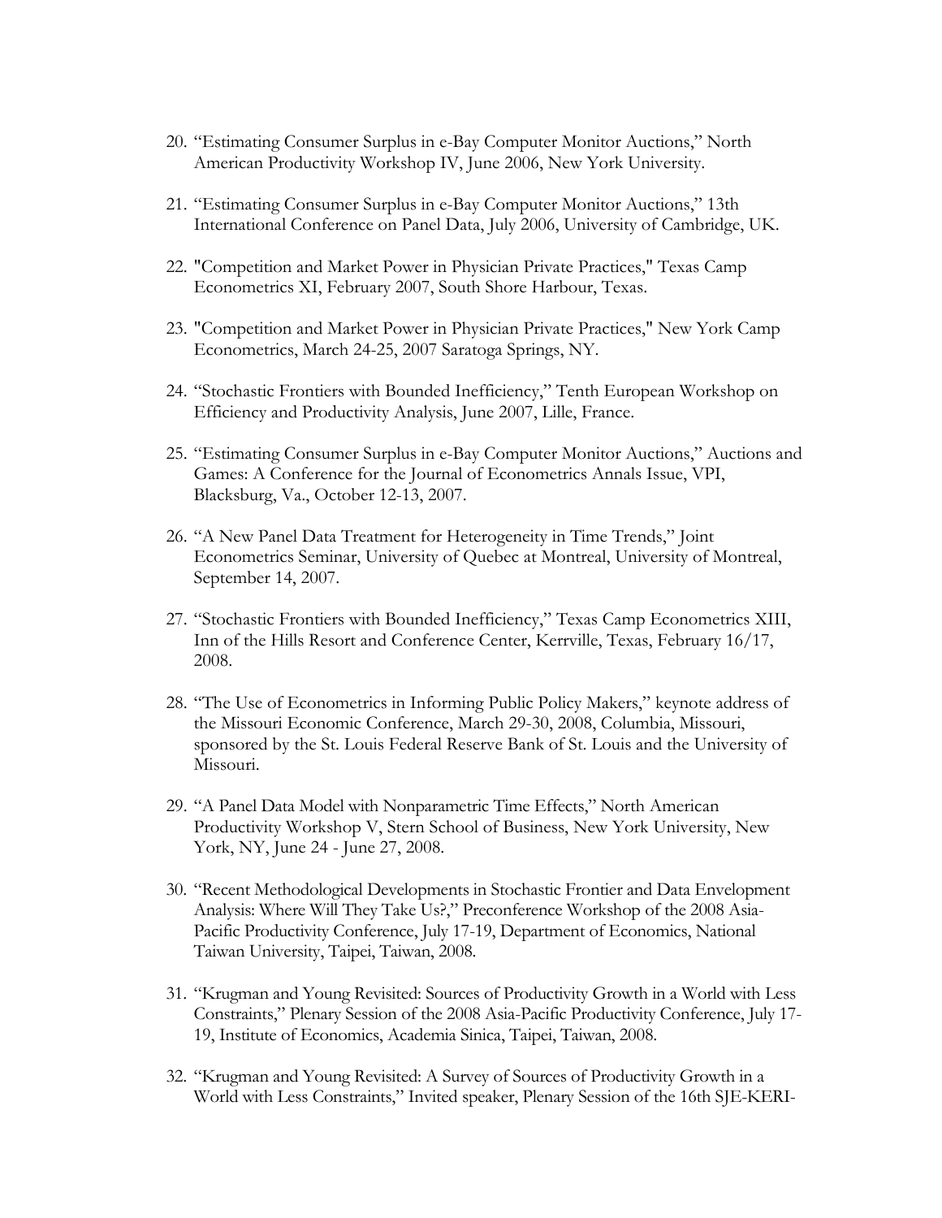20. “Estimating Consumer Surplus in e-Bay Computer Monitor Auctions,” North American Productivity Workshop IV, June 2006, New York University.

21. “Estimating Consumer Surplus in e-Bay Computer Monitor Auctions,” 13th International Conference on Panel Data, July 2006, University of Cambridge, UK.

22. "Competition and Market Power in Physician Private Practices," Texas Camp Econometrics XI, February 2007, South Shore Harbour, Texas.

23. "Competition and Market Power in Physician Private Practices," New York Camp Econometrics, March 24-25, 2007 Saratoga Springs, NY.

24. “Stochastic Frontiers with Bounded Inefficiency,” Tenth European Workshop on Efficiency and Productivity Analysis, June 2007, Lille, France.

25. “Estimating Consumer Surplus in e-Bay Computer Monitor Auctions,” Auctions and Games: A Conference for the Journal of Econometrics Annals Issue, VPI, Blacksburg, Va., October 12-13, 2007.

26. “A New Panel Data Treatment for Heterogeneity in Time Trends,” Joint Econometrics Seminar, University of Quebec at Montreal, University of Montreal, September 14, 2007.

27. “Stochastic Frontiers with Bounded Inefficiency,” Texas Camp Econometrics XIII, Inn of the Hills Resort and Conference Center, Kerrville, Texas, February 16/17, 2008.

28. “The Use of Econometrics in Informing Public Policy Makers,” keynote address of the Missouri Economic Conference, March 29-30, 2008, Columbia, Missouri, sponsored by the St. Louis Federal Reserve Bank of St. Louis and the University of Missouri.

29. “A Panel Data Model with Nonparametric Time Effects,” North American Productivity Workshop V, Stern School of Business, New York University, New York, NY, June 24 - June 27, 2008.

30. “Recent Methodological Developments in Stochastic Frontier and Data Envelopment Analysis: Where Will They Take Us?,” Preconference Workshop of the 2008 Asia-Pacific Productivity Conference, July 17-19, Department of Economics, National Taiwan University, Taipei, Taiwan, 2008.

31. “Krugman and Young Revisited: Sources of Productivity Growth in a World with Less Constraints,” Plenary Session of the 2008 Asia-Pacific Productivity Conference, July 17-19, Institute of Economics, Academia Sinica, Taipei, Taiwan, 2008.

32. “Krugman and Young Revisited: A Survey of Sources of Productivity Growth in a World with Less Constraints,” Invited speaker, Plenary Session of the 16th SJE-KERI-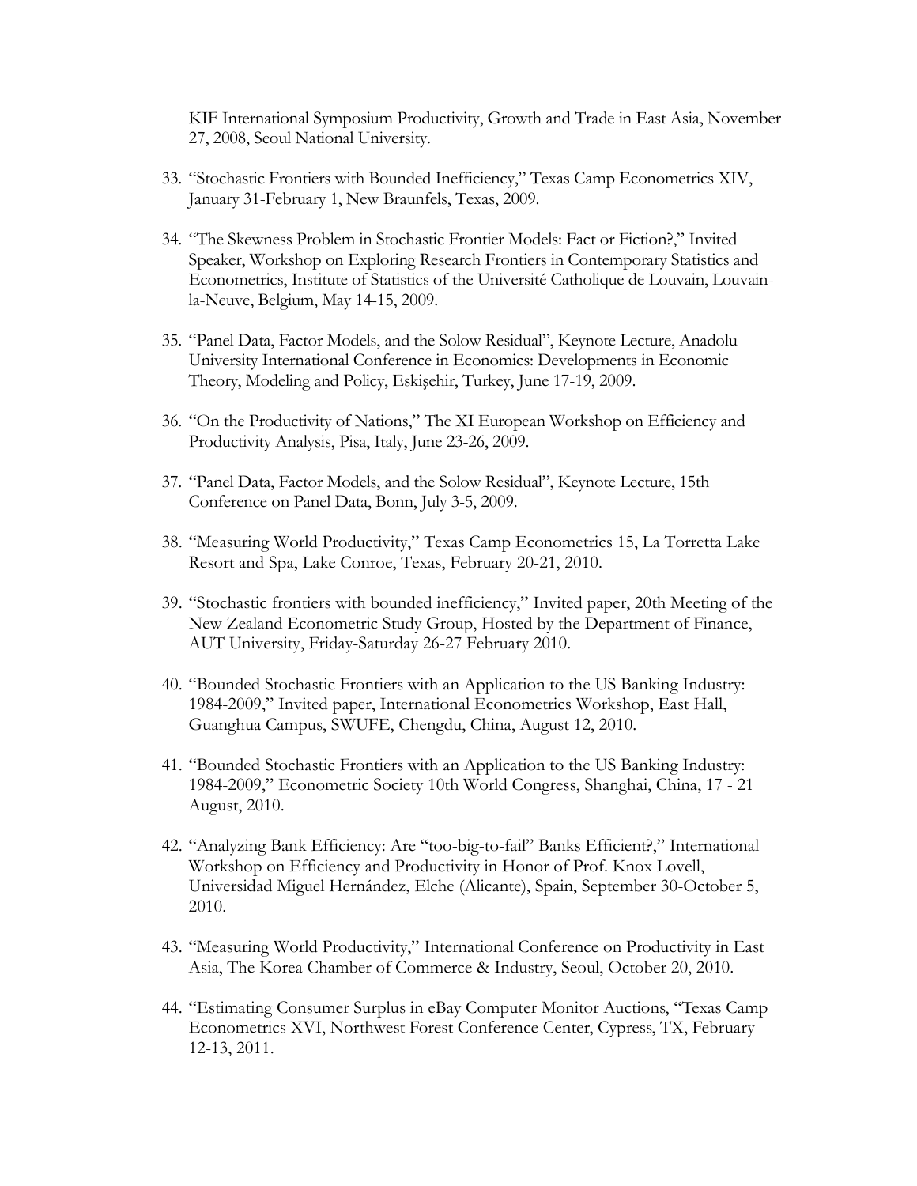KIF International Symposium Productivity, Growth and Trade in East Asia, November 27, 2008, Seoul National University.

33. "Stochastic Frontiers with Bounded Inefficiency," Texas Camp Econometrics XIV, January 31-February 1, New Braunfels, Texas, 2009.

34. "The Skewness Problem in Stochastic Frontier Models: Fact or Fiction?," Invited Speaker, Workshop on Exploring Research Frontiers in Contemporary Statistics and Econometrics, Institute of Statistics of the Université Catholique de Louvain, Louvain-la-Neuve, Belgium, May 14-15, 2009.

35. "Panel Data, Factor Models, and the Solow Residual", Keynote Lecture, Anadolu University International Conference in Economics: Developments in Economic Theory, Modeling and Policy, Eskişehir, Turkey, June 17-19, 2009.

36. "On the Productivity of Nations," The XI European Workshop on Efficiency and Productivity Analysis, Pisa, Italy, June 23-26, 2009.

37. "Panel Data, Factor Models, and the Solow Residual", Keynote Lecture, 15th Conference on Panel Data, Bonn, July 3-5, 2009.

38. "Measuring World Productivity," Texas Camp Econometrics 15, La Torretta Lake Resort and Spa, Lake Conroe, Texas, February 20-21, 2010.

39. "Stochastic frontiers with bounded inefficiency," Invited paper, 20th Meeting of the New Zealand Econometric Study Group, Hosted by the Department of Finance, AUT University, Friday-Saturday 26-27 February 2010.

40. "Bounded Stochastic Frontiers with an Application to the US Banking Industry: 1984-2009," Invited paper, International Econometrics Workshop, East Hall, Guanghua Campus, SWUFE, Chengdu, China, August 12, 2010.

41. "Bounded Stochastic Frontiers with an Application to the US Banking Industry: 1984-2009," Econometric Society 10th World Congress, Shanghai, China, 17 - 21 August, 2010.

42. "Analyzing Bank Efficiency: Are "too-big-to-fail" Banks Efficient?," International Workshop on Efficiency and Productivity in Honor of Prof. Knox Lovell, Universidad Miguel Hernández, Elche (Alicante), Spain, September 30-October 5, 2010.

43. "Measuring World Productivity," International Conference on Productivity in East Asia, The Korea Chamber of Commerce & Industry, Seoul, October 20, 2010.

44. "Estimating Consumer Surplus in eBay Computer Monitor Auctions, "Texas Camp Econometrics XVI, Northwest Forest Conference Center, Cypress, TX, February 12-13, 2011.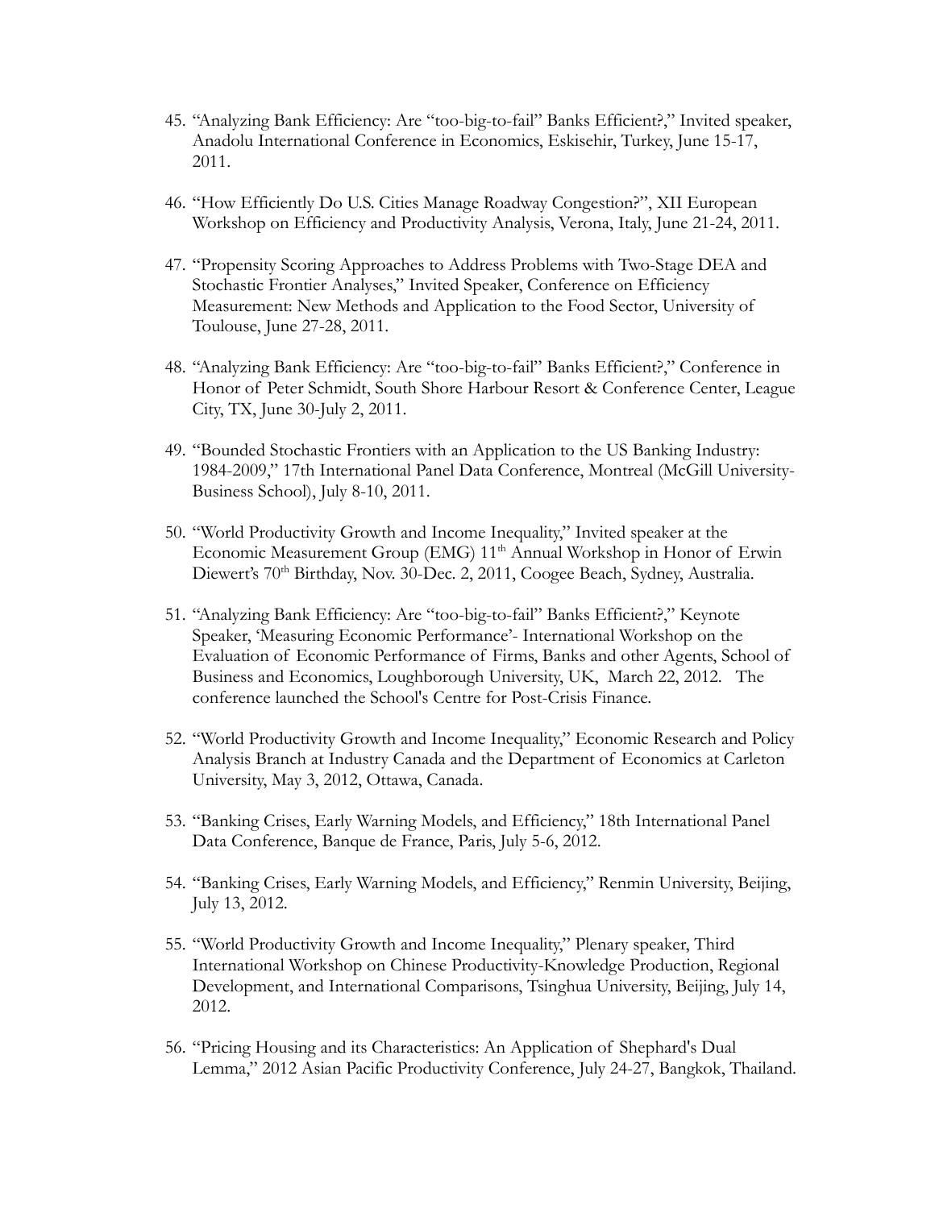45. "Analyzing Bank Efficiency: Are "too-big-to-fail" Banks Efficient?," Invited speaker, Anadolu International Conference in Economics, Eskisehir, Turkey, June 15-17, 2011.

46. "How Efficiently Do U.S. Cities Manage Roadway Congestion?", XII European Workshop on Efficiency and Productivity Analysis, Verona, Italy, June 21-24, 2011.

47. "Propensity Scoring Approaches to Address Problems with Two-Stage DEA and Stochastic Frontier Analyses," Invited Speaker, Conference on Efficiency Measurement: New Methods and Application to the Food Sector, University of Toulouse, June 27-28, 2011.

48. "Analyzing Bank Efficiency: Are "too-big-to-fail" Banks Efficient?," Conference in Honor of Peter Schmidt, South Shore Harbour Resort & Conference Center, League City, TX, June 30-July 2, 2011.

49. "Bounded Stochastic Frontiers with an Application to the US Banking Industry: 1984-2009," 17th International Panel Data Conference, Montreal (McGill University-Business School), July 8-10, 2011.

50. "World Productivity Growth and Income Inequality," Invited speaker at the Economic Measurement Group (EMG) 11th Annual Workshop in Honor of Erwin Diewert's 70th Birthday, Nov. 30-Dec. 2, 2011, Coogee Beach, Sydney, Australia.

51. "Analyzing Bank Efficiency: Are "too-big-to-fail" Banks Efficient?," Keynote Speaker, 'Measuring Economic Performance'- International Workshop on the Evaluation of Economic Performance of Firms, Banks and other Agents, School of Business and Economics, Loughborough University, UK, March 22, 2012. The conference launched the School's Centre for Post-Crisis Finance.

52. "World Productivity Growth and Income Inequality," Economic Research and Policy Analysis Branch at Industry Canada and the Department of Economics at Carleton University, May 3, 2012, Ottawa, Canada.

53. "Banking Crises, Early Warning Models, and Efficiency," 18th International Panel Data Conference, Banque de France, Paris, July 5-6, 2012.

54. "Banking Crises, Early Warning Models, and Efficiency," Renmin University, Beijing, July 13, 2012.

55. "World Productivity Growth and Income Inequality," Plenary speaker, Third International Workshop on Chinese Productivity-Knowledge Production, Regional Development, and International Comparisons, Tsinghua University, Beijing, July 14, 2012.

56. "Pricing Housing and its Characteristics: An Application of Shephard's Dual Lemma," 2012 Asian Pacific Productivity Conference, July 24-27, Bangkok, Thailand.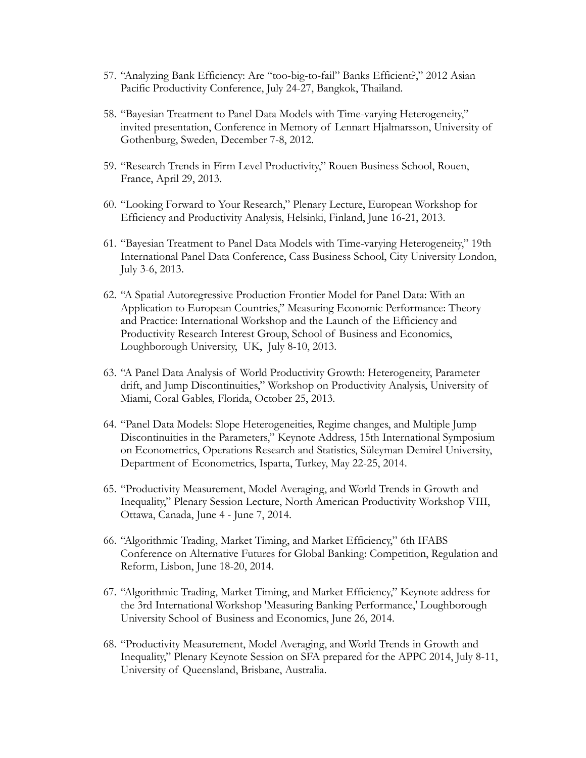57. "Analyzing Bank Efficiency: Are "too-big-to-fail" Banks Efficient?," 2012 Asian Pacific Productivity Conference, July 24-27, Bangkok, Thailand.

58. "Bayesian Treatment to Panel Data Models with Time-varying Heterogeneity," invited presentation, Conference in Memory of Lennart Hjalmarsson, University of Gothenburg, Sweden, December 7-8, 2012.

59. "Research Trends in Firm Level Productivity," Rouen Business School, Rouen, France, April 29, 2013.

60. "Looking Forward to Your Research," Plenary Lecture, European Workshop for Efficiency and Productivity Analysis, Helsinki, Finland, June 16-21, 2013.

61. "Bayesian Treatment to Panel Data Models with Time-varying Heterogeneity," 19th International Panel Data Conference, Cass Business School, City University London, July 3-6, 2013.

62. "A Spatial Autoregressive Production Frontier Model for Panel Data: With an Application to European Countries," Measuring Economic Performance: Theory and Practice: International Workshop and the Launch of the Efficiency and Productivity Research Interest Group, School of Business and Economics, Loughborough University, UK, July 8-10, 2013.

63. "A Panel Data Analysis of World Productivity Growth: Heterogeneity, Parameter drift, and Jump Discontinuities," Workshop on Productivity Analysis, University of Miami, Coral Gables, Florida, October 25, 2013.

64. "Panel Data Models: Slope Heterogeneities, Regime changes, and Multiple Jump Discontinuities in the Parameters," Keynote Address, 15th International Symposium on Econometrics, Operations Research and Statistics, Süleyman Demirel University, Department of Econometrics, Isparta, Turkey, May 22-25, 2014.

65. "Productivity Measurement, Model Averaging, and World Trends in Growth and Inequality," Plenary Session Lecture, North American Productivity Workshop VIII, Ottawa, Canada, June 4 - June 7, 2014.

66. "Algorithmic Trading, Market Timing, and Market Efficiency," 6th IFABS Conference on Alternative Futures for Global Banking: Competition, Regulation and Reform, Lisbon, June 18-20, 2014.

67. "Algorithmic Trading, Market Timing, and Market Efficiency," Keynote address for the 3rd International Workshop 'Measuring Banking Performance,' Loughborough University School of Business and Economics, June 26, 2014.

68. "Productivity Measurement, Model Averaging, and World Trends in Growth and Inequality," Plenary Keynote Session on SFA prepared for the APPC 2014, July 8-11, University of Queensland, Brisbane, Australia.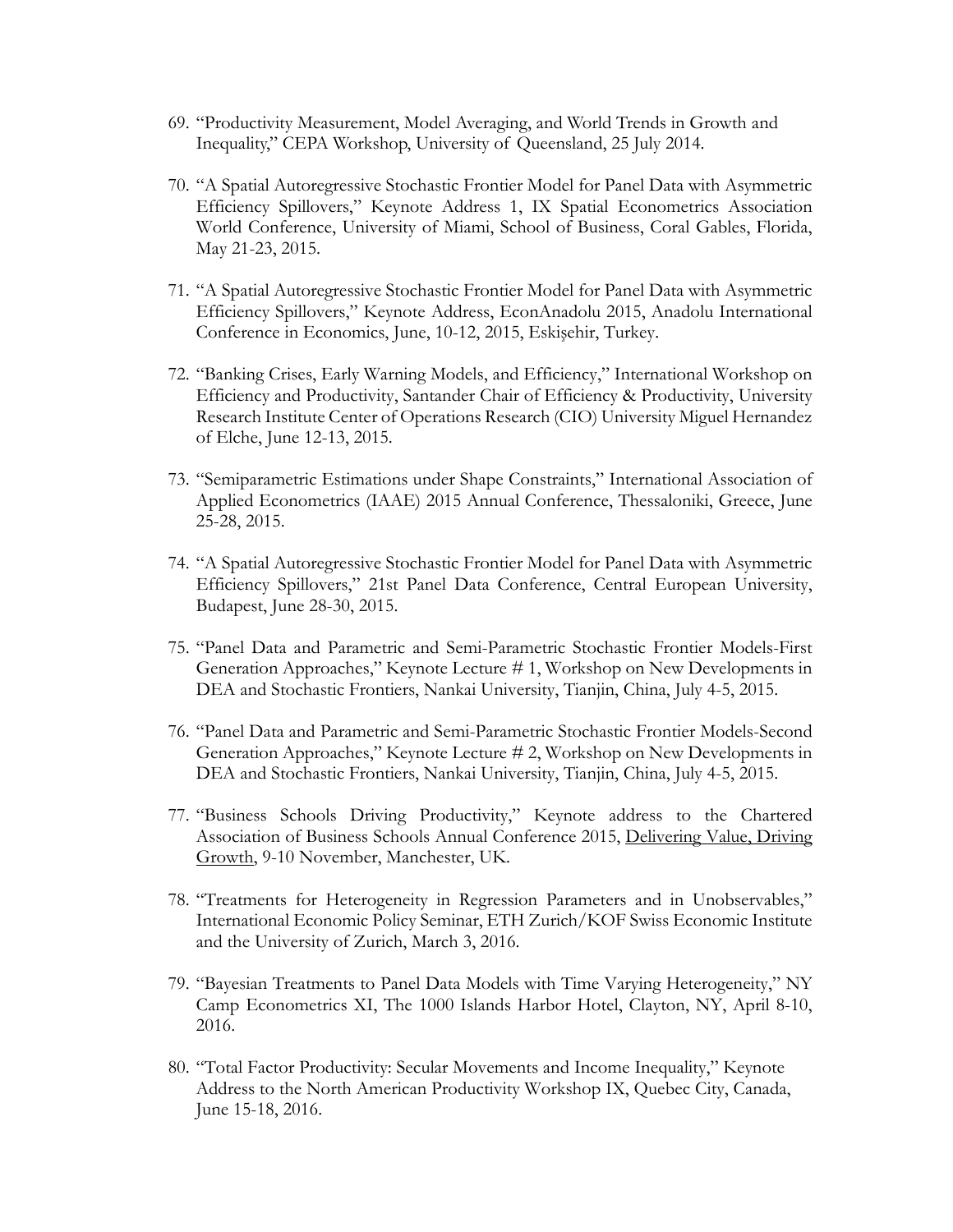69. "Productivity Measurement, Model Averaging, and World Trends in Growth and Inequality," CEPA Workshop, University of Queensland, 25 July 2014.

70. "A Spatial Autoregressive Stochastic Frontier Model for Panel Data with Asymmetric Efficiency Spillovers," Keynote Address 1, IX Spatial Econometrics Association World Conference, University of Miami, School of Business, Coral Gables, Florida, May 21-23, 2015.

71. "A Spatial Autoregressive Stochastic Frontier Model for Panel Data with Asymmetric Efficiency Spillovers," Keynote Address, EconAnadolu 2015, Anadolu International Conference in Economics, June, 10-12, 2015, Eskişehir, Turkey.

72. "Banking Crises, Early Warning Models, and Efficiency," International Workshop on Efficiency and Productivity, Santander Chair of Efficiency & Productivity, University Research Institute Center of Operations Research (CIO) University Miguel Hernandez of Elche, June 12-13, 2015.

73. "Semiparametric Estimations under Shape Constraints," International Association of Applied Econometrics (IAAE) 2015 Annual Conference, Thessaloniki, Greece, June 25-28, 2015.

74. "A Spatial Autoregressive Stochastic Frontier Model for Panel Data with Asymmetric Efficiency Spillovers," 21st Panel Data Conference, Central European University, Budapest, June 28-30, 2015.

75. "Panel Data and Parametric and Semi-Parametric Stochastic Frontier Models-First Generation Approaches," Keynote Lecture # 1, Workshop on New Developments in DEA and Stochastic Frontiers, Nankai University, Tianjin, China, July 4-5, 2015.

76. "Panel Data and Parametric and Semi-Parametric Stochastic Frontier Models-Second Generation Approaches," Keynote Lecture # 2, Workshop on New Developments in DEA and Stochastic Frontiers, Nankai University, Tianjin, China, July 4-5, 2015.

77. "Business Schools Driving Productivity," Keynote address to the Chartered Association of Business Schools Annual Conference 2015, Delivering Value, Driving Growth, 9-10 November, Manchester, UK.

78. "Treatments for Heterogeneity in Regression Parameters and in Unobservables," International Economic Policy Seminar, ETH Zurich/KOF Swiss Economic Institute and the University of Zurich, March 3, 2016.

79. "Bayesian Treatments to Panel Data Models with Time Varying Heterogeneity," NY Camp Econometrics XI, The 1000 Islands Harbor Hotel, Clayton, NY, April 8-10, 2016.

80. "Total Factor Productivity: Secular Movements and Income Inequality," Keynote Address to the North American Productivity Workshop IX, Quebec City, Canada, June 15-18, 2016.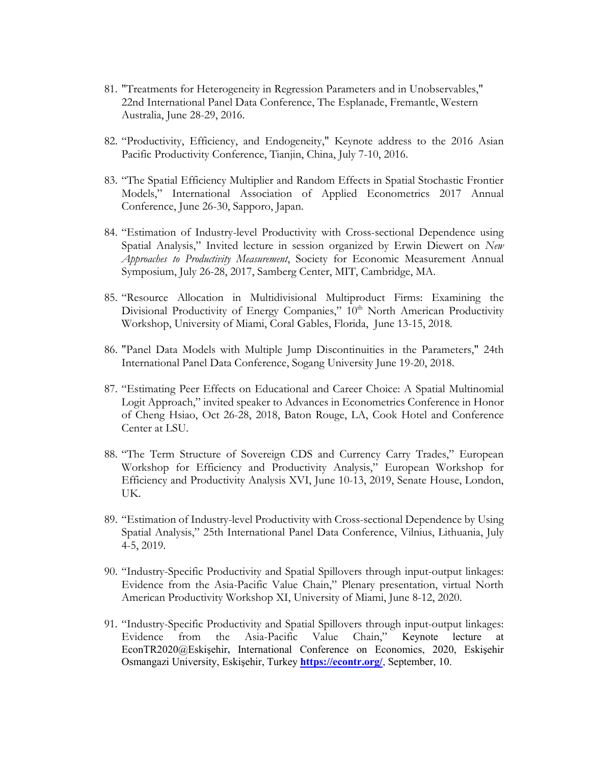81. "Treatments for Heterogeneity in Regression Parameters and in Unobservables," 22nd International Panel Data Conference, The Esplanade, Fremantle, Western Australia, June 28-29, 2016.

82. "Productivity, Efficiency, and Endogeneity," Keynote address to the 2016 Asian Pacific Productivity Conference, Tianjin, China, July 7-10, 2016.

83. "The Spatial Efficiency Multiplier and Random Effects in Spatial Stochastic Frontier Models," International Association of Applied Econometrics 2017 Annual Conference, June 26-30, Sapporo, Japan.

84. "Estimation of Industry-level Productivity with Cross-sectional Dependence using Spatial Analysis," Invited lecture in session organized by Erwin Diewert on *New Approaches to Productivity Measurement*, Society for Economic Measurement Annual Symposium, July 26-28, 2017, Samberg Center, MIT, Cambridge, MA.

85. "Resource Allocation in Multidivisional Multiproduct Firms: Examining the Divisional Productivity of Energy Companies," 10th North American Productivity Workshop, University of Miami, Coral Gables, Florida, June 13-15, 2018.

86. "Panel Data Models with Multiple Jump Discontinuities in the Parameters," 24th International Panel Data Conference, Sogang University June 19-20, 2018.

87. "Estimating Peer Effects on Educational and Career Choice: A Spatial Multinomial Logit Approach," invited speaker to Advances in Econometrics Conference in Honor of Cheng Hsiao, Oct 26-28, 2018, Baton Rouge, LA, Cook Hotel and Conference Center at LSU.

88. "The Term Structure of Sovereign CDS and Currency Carry Trades," European Workshop for Efficiency and Productivity Analysis," European Workshop for Efficiency and Productivity Analysis XVI, June 10-13, 2019, Senate House, London, UK.

89. "Estimation of Industry-level Productivity with Cross-sectional Dependence by Using Spatial Analysis," 25th International Panel Data Conference, Vilnius, Lithuania, July 4-5, 2019.

90. "Industry-Specific Productivity and Spatial Spillovers through input-output linkages: Evidence from the Asia-Pacific Value Chain," Plenary presentation, virtual North American Productivity Workshop XI, University of Miami, June 8-12, 2020.

91. "Industry-Specific Productivity and Spatial Spillovers through input-output linkages: Evidence from the Asia-Pacific Value Chain," Keynote lecture at EconTR2020@Eskişehir, International Conference on Economics, 2020, Eskişehir Osmangazi University, Eskişehir, Turkey **https://econtr.org/**, September, 10.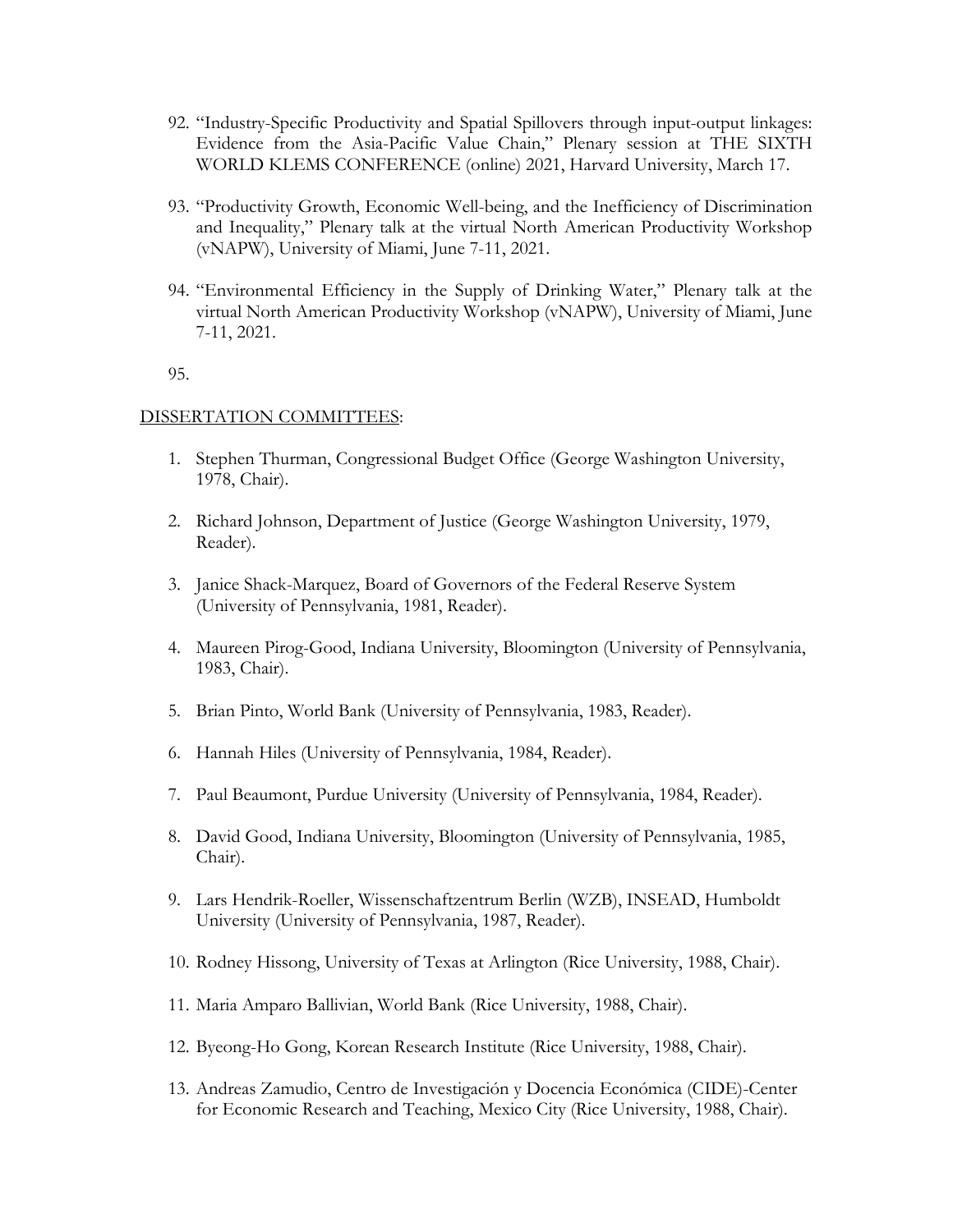92. "Industry-Specific Productivity and Spatial Spillovers through input-output linkages: Evidence from the Asia-Pacific Value Chain," Plenary session at THE SIXTH WORLD KLEMS CONFERENCE (online) 2021, Harvard University, March 17.

93. "Productivity Growth, Economic Well-being, and the Inefficiency of Discrimination and Inequality," Plenary talk at the virtual North American Productivity Workshop (vNAPW), University of Miami, June 7-11, 2021.

94. "Environmental Efficiency in the Supply of Drinking Water," Plenary talk at the virtual North American Productivity Workshop (vNAPW), University of Miami, June 7-11, 2021.

95.

<u>DISSERTATION COMMITTEES</u>:

1. Stephen Thurman, Congressional Budget Office (George Washington University, 1978, Chair).

2. Richard Johnson, Department of Justice (George Washington University, 1979, Reader).

3. Janice Shack-Marquez, Board of Governors of the Federal Reserve System (University of Pennsylvania, 1981, Reader).

4. Maureen Pirog-Good, Indiana University, Bloomington (University of Pennsylvania, 1983, Chair).

5. Brian Pinto, World Bank (University of Pennsylvania, 1983, Reader).

6. Hannah Hiles (University of Pennsylvania, 1984, Reader).

7. Paul Beaumont, Purdue University (University of Pennsylvania, 1984, Reader).

8. David Good, Indiana University, Bloomington (University of Pennsylvania, 1985, Chair).

9. Lars Hendrik-Roeller, Wissenschaftzentrum Berlin (WZB), INSEAD, Humboldt University (University of Pennsylvania, 1987, Reader).

10. Rodney Hissong, University of Texas at Arlington (Rice University, 1988, Chair).

11. Maria Amparo Ballivian, World Bank (Rice University, 1988, Chair).

12. Byeong-Ho Gong, Korean Research Institute (Rice University, 1988, Chair).

13. Andreas Zamudio, Centro de Investigación y Docencia Económica (CIDE)-Center for Economic Research and Teaching, Mexico City (Rice University, 1988, Chair).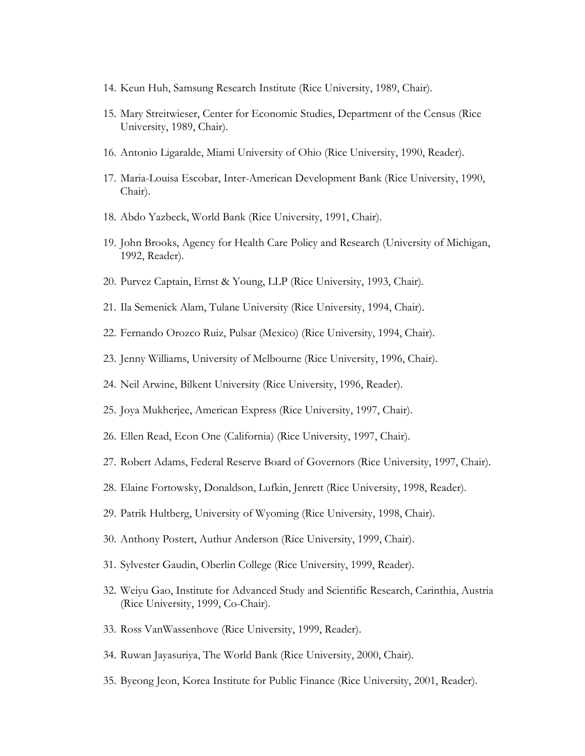14. Keun Huh, Samsung Research Institute (Rice University, 1989, Chair).

15. Mary Streitwieser, Center for Economic Studies, Department of the Census (Rice University, 1989, Chair).

16. Antonio Ligaralde, Miami University of Ohio (Rice University, 1990, Reader).

17. Maria-Louisa Escobar, Inter-American Development Bank (Rice University, 1990, Chair).

18. Abdo Yazbeck, World Bank (Rice University, 1991, Chair).

19. John Brooks, Agency for Health Care Policy and Research (University of Michigan, 1992, Reader).

20. Purvez Captain, Ernst & Young, LLP (Rice University, 1993, Chair).

21. Ila Semenick Alam, Tulane University (Rice University, 1994, Chair).

22. Fernando Orozco Ruiz, Pulsar (Mexico) (Rice University, 1994, Chair).

23. Jenny Williams, University of Melbourne (Rice University, 1996, Chair).

24. Neil Arwine, Bilkent University (Rice University, 1996, Reader).

25. Joya Mukherjee, American Express (Rice University, 1997, Chair).

26. Ellen Read, Econ One (California) (Rice University, 1997, Chair).

27. Robert Adams, Federal Reserve Board of Governors (Rice University, 1997, Chair).

28. Elaine Fortowsky, Donaldson, Lufkin, Jenrett (Rice University, 1998, Reader).

29. Patrik Hultberg, University of Wyoming (Rice University, 1998, Chair).

30. Anthony Postert, Authur Anderson (Rice University, 1999, Chair).

31. Sylvester Gaudin, Oberlin College (Rice University, 1999, Reader).

32. Weiyu Gao, Institute for Advanced Study and Scientific Research, Carinthia, Austria (Rice University, 1999, Co-Chair).

33. Ross VanWassenhove (Rice University, 1999, Reader).

34. Ruwan Jayasuriya, The World Bank (Rice University, 2000, Chair).

35. Byeong Jeon, Korea Institute for Public Finance (Rice University, 2001, Reader).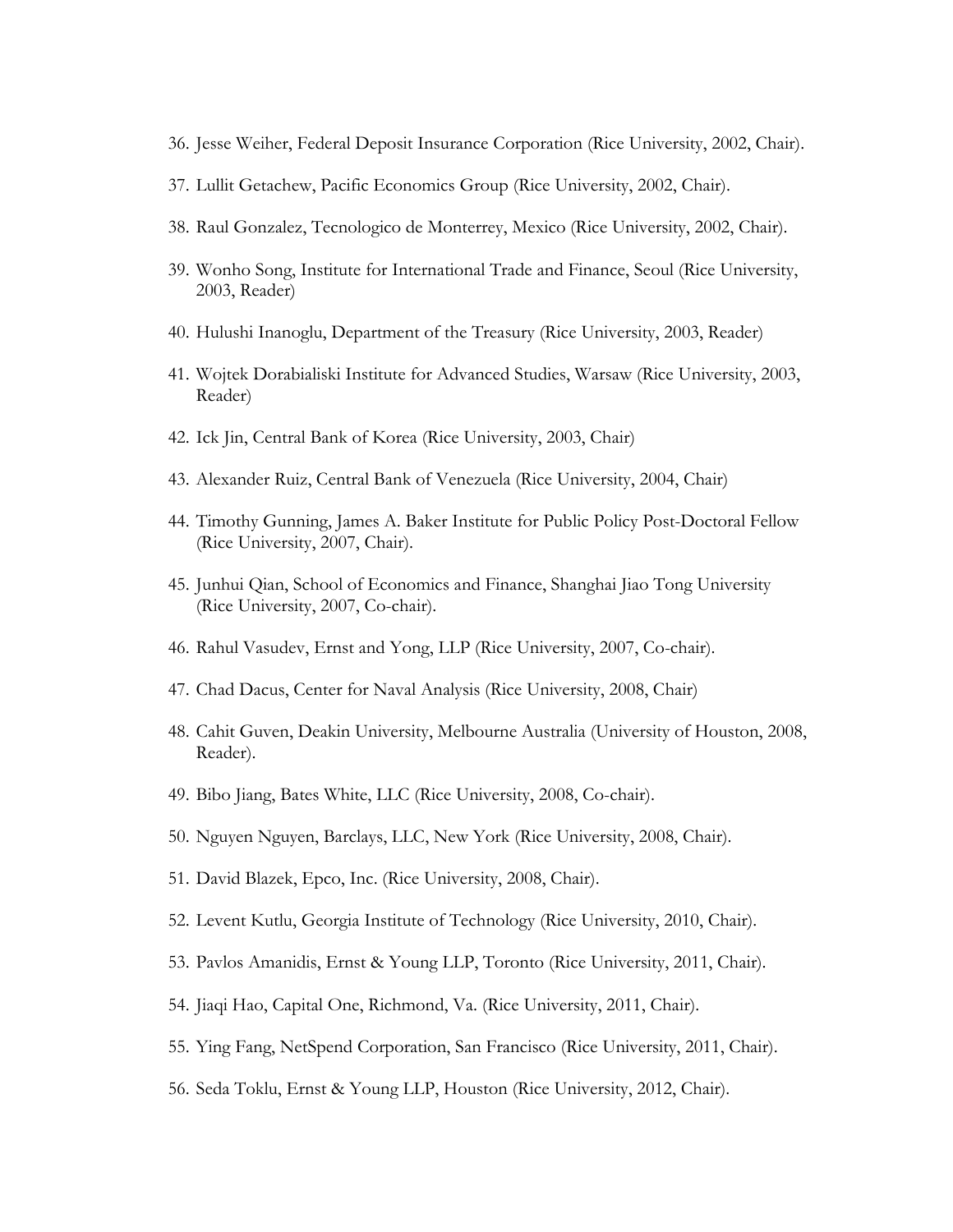36. Jesse Weiher, Federal Deposit Insurance Corporation (Rice University, 2002, Chair).

37. Lullit Getachew, Pacific Economics Group (Rice University, 2002, Chair).

38. Raul Gonzalez, Tecnologico de Monterrey, Mexico (Rice University, 2002, Chair).

39. Wonho Song, Institute for International Trade and Finance, Seoul (Rice University, 2003, Reader)

40. Hulushi Inanoglu, Department of the Treasury (Rice University, 2003, Reader)

41. Wojtek Dorabialiski Institute for Advanced Studies, Warsaw (Rice University, 2003, Reader)

42. Ick Jin, Central Bank of Korea (Rice University, 2003, Chair)

43. Alexander Ruiz, Central Bank of Venezuela (Rice University, 2004, Chair)

44. Timothy Gunning, James A. Baker Institute for Public Policy Post-Doctoral Fellow (Rice University, 2007, Chair).

45. Junhui Qian, School of Economics and Finance, Shanghai Jiao Tong University (Rice University, 2007, Co-chair).

46. Rahul Vasudev, Ernst and Yong, LLP (Rice University, 2007, Co-chair).

47. Chad Dacus, Center for Naval Analysis (Rice University, 2008, Chair)

48. Cahit Guven, Deakin University, Melbourne Australia (University of Houston, 2008, Reader).

49. Bibo Jiang, Bates White, LLC (Rice University, 2008, Co-chair).

50. Nguyen Nguyen, Barclays, LLC, New York (Rice University, 2008, Chair).

51. David Blazek, Epco, Inc. (Rice University, 2008, Chair).

52. Levent Kutlu, Georgia Institute of Technology (Rice University, 2010, Chair).

53. Pavlos Amanidis, Ernst & Young LLP, Toronto (Rice University, 2011, Chair).

54. Jiaqi Hao, Capital One, Richmond, Va. (Rice University, 2011, Chair).

55. Ying Fang, NetSpend Corporation, San Francisco (Rice University, 2011, Chair).

56. Seda Toklu, Ernst & Young LLP, Houston (Rice University, 2012, Chair).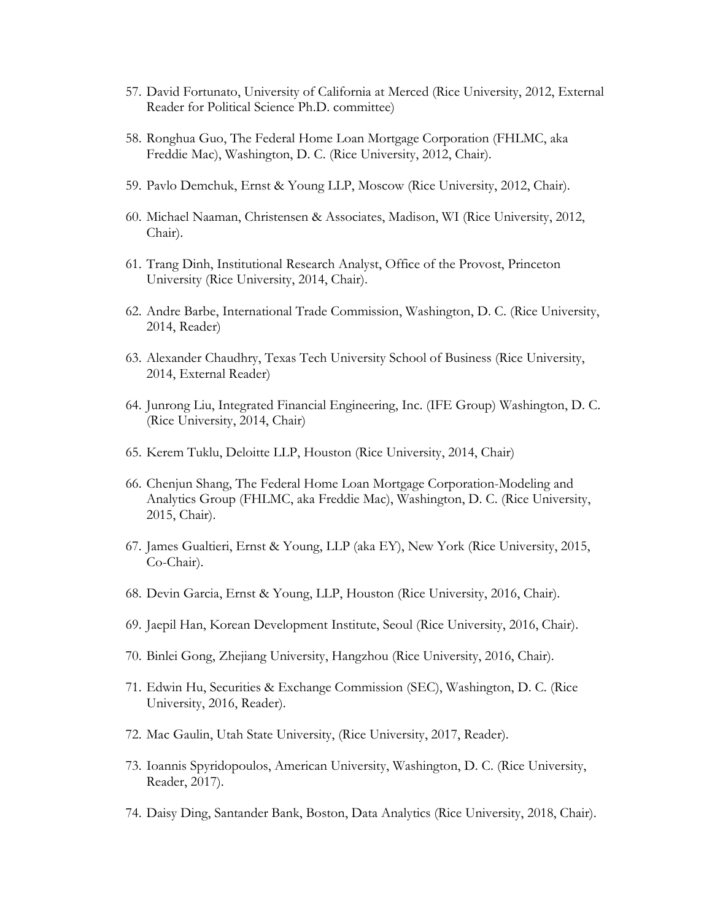57. David Fortunato, University of California at Merced (Rice University, 2012, External Reader for Political Science Ph.D. committee)

58. Ronghua Guo, The Federal Home Loan Mortgage Corporation (FHLMC, aka Freddie Mac), Washington, D. C. (Rice University, 2012, Chair).

59. Pavlo Demchuk, Ernst & Young LLP, Moscow (Rice University, 2012, Chair).

60. Michael Naaman, Christensen & Associates, Madison, WI (Rice University, 2012, Chair).

61. Trang Dinh, Institutional Research Analyst, Office of the Provost, Princeton University (Rice University, 2014, Chair).

62. Andre Barbe, International Trade Commission, Washington, D. C. (Rice University, 2014, Reader)

63. Alexander Chaudhry, Texas Tech University School of Business (Rice University, 2014, External Reader)

64. Junrong Liu, Integrated Financial Engineering, Inc. (IFE Group) Washington, D. C. (Rice University, 2014, Chair)

65. Kerem Tuklu, Deloitte LLP, Houston (Rice University, 2014, Chair)

66. Chenjun Shang, The Federal Home Loan Mortgage Corporation-Modeling and Analytics Group (FHLMC, aka Freddie Mac), Washington, D. C. (Rice University, 2015, Chair).

67. James Gualtieri, Ernst & Young, LLP (aka EY), New York (Rice University, 2015, Co-Chair).

68. Devin Garcia, Ernst & Young, LLP, Houston (Rice University, 2016, Chair).

69. Jaepil Han, Korean Development Institute, Seoul (Rice University, 2016, Chair).

70. Binlei Gong, Zhejiang University, Hangzhou (Rice University, 2016, Chair).

71. Edwin Hu, Securities & Exchange Commission (SEC), Washington, D. C. (Rice University, 2016, Reader).

72. Mac Gaulin, Utah State University, (Rice University, 2017, Reader).

73. Ioannis Spyridopoulos, American University, Washington, D. C. (Rice University, Reader, 2017).

74. Daisy Ding, Santander Bank, Boston, Data Analytics (Rice University, 2018, Chair).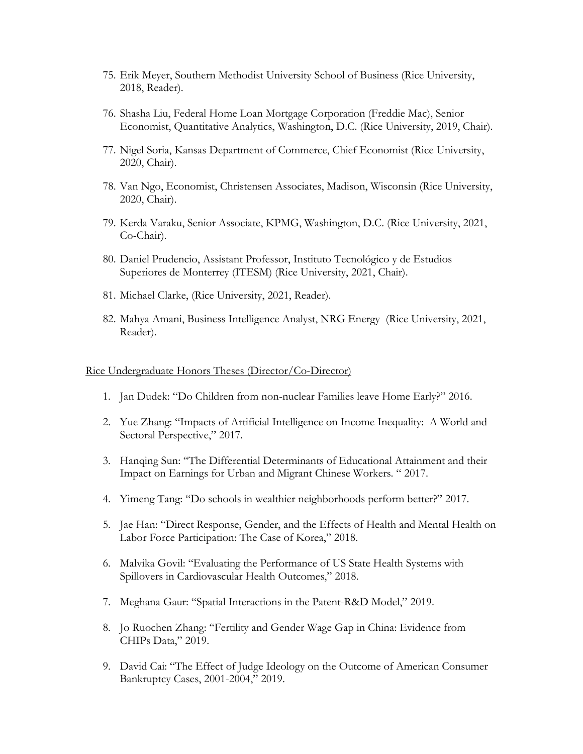75. Erik Meyer, Southern Methodist University School of Business (Rice University, 2018, Reader).

76. Shasha Liu, Federal Home Loan Mortgage Corporation (Freddie Mac), Senior Economist, Quantitative Analytics, Washington, D.C. (Rice University, 2019, Chair).

77. Nigel Soria, Kansas Department of Commerce, Chief Economist (Rice University, 2020, Chair).

78. Van Ngo, Economist, Christensen Associates, Madison, Wisconsin (Rice University, 2020, Chair).

79. Kerda Varaku, Senior Associate, KPMG, Washington, D.C. (Rice University, 2021, Co-Chair).

80. Daniel Prudencio, Assistant Professor, Instituto Tecnológico y de Estudios Superiores de Monterrey (ITESM) (Rice University, 2021, Chair).

81. Michael Clarke, (Rice University, 2021, Reader).

82. Mahya Amani, Business Intelligence Analyst, NRG Energy (Rice University, 2021, Reader).

<u>Rice Undergraduate Honors Theses (Director/Co-Director)</u>

1. Jan Dudek: "Do Children from non-nuclear Families leave Home Early?" 2016.

2. Yue Zhang: "Impacts of Artificial Intelligence on Income Inequality: A World and Sectoral Perspective," 2017.

3. Hanqing Sun: "The Differential Determinants of Educational Attainment and their Impact on Earnings for Urban and Migrant Chinese Workers. " 2017.

4. Yimeng Tang: "Do schools in wealthier neighborhoods perform better?" 2017.

5. Jae Han: "Direct Response, Gender, and the Effects of Health and Mental Health on Labor Force Participation: The Case of Korea," 2018.

6. Malvika Govil: "Evaluating the Performance of US State Health Systems with Spillovers in Cardiovascular Health Outcomes," 2018.

7. Meghana Gaur: "Spatial Interactions in the Patent-R&D Model," 2019.

8. Jo Ruochen Zhang: "Fertility and Gender Wage Gap in China: Evidence from CHIPs Data," 2019.

9. David Cai: "The Effect of Judge Ideology on the Outcome of American Consumer Bankruptcy Cases, 2001-2004," 2019.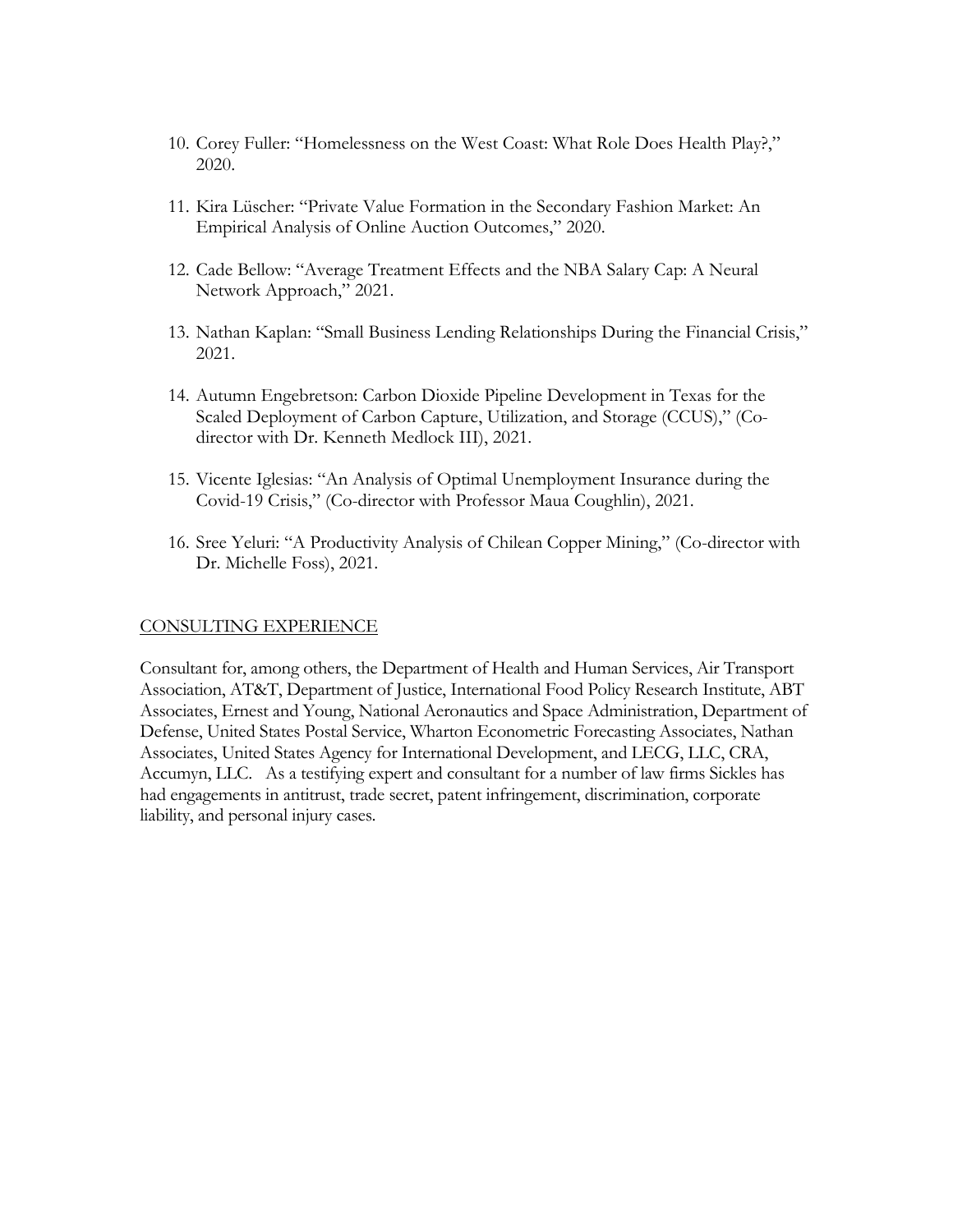10. Corey Fuller: "Homelessness on the West Coast: What Role Does Health Play?," 2020.

11. Kira Lüscher: "Private Value Formation in the Secondary Fashion Market: An Empirical Analysis of Online Auction Outcomes," 2020.

12. Cade Bellow: "Average Treatment Effects and the NBA Salary Cap: A Neural Network Approach," 2021.

13. Nathan Kaplan: "Small Business Lending Relationships During the Financial Crisis," 2021.

14. Autumn Engebretson: Carbon Dioxide Pipeline Development in Texas for the Scaled Deployment of Carbon Capture, Utilization, and Storage (CCUS)," (Co-director with Dr. Kenneth Medlock III), 2021.

15. Vicente Iglesias: "An Analysis of Optimal Unemployment Insurance during the Covid-19 Crisis," (Co-director with Professor Maua Coughlin), 2021.

16. Sree Yeluri: "A Productivity Analysis of Chilean Copper Mining," (Co-director with Dr. Michelle Foss), 2021.

## CONSULTING EXPERIENCE

Consultant for, among others, the Department of Health and Human Services, Air Transport Association, AT&T, Department of Justice, International Food Policy Research Institute, ABT Associates, Ernest and Young, National Aeronautics and Space Administration, Department of Defense, United States Postal Service, Wharton Econometric Forecasting Associates, Nathan Associates, United States Agency for International Development, and LECG, LLC, CRA, Accumyn, LLC. As a testifying expert and consultant for a number of law firms Sickles has had engagements in antitrust, trade secret, patent infringement, discrimination, corporate liability, and personal injury cases.